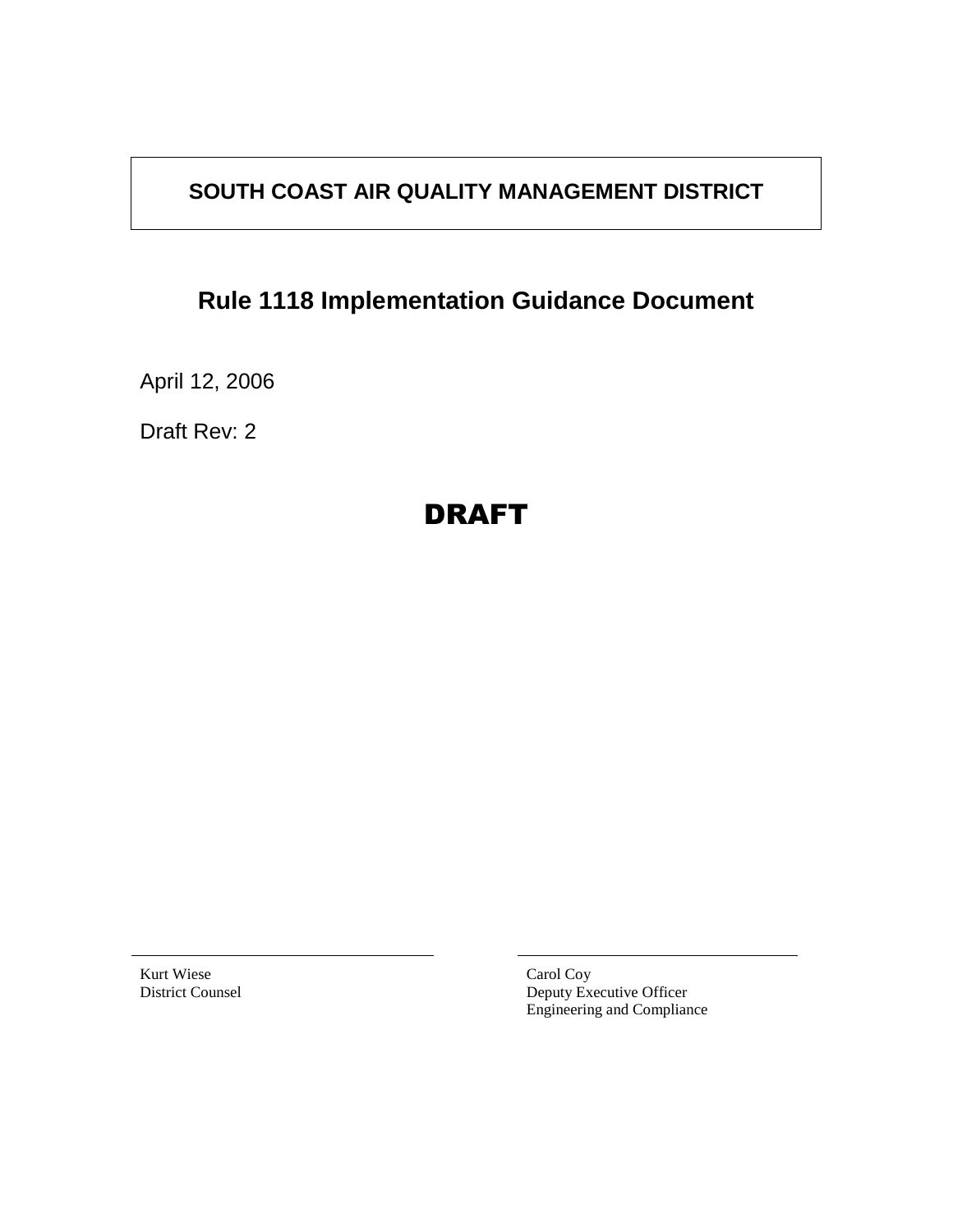**SOUTH COAST AIR QUALITY MANAGEMENT DISTRICT**

# Rule 1118 Implementation Guidance Document

April 12, 2006

Draft Rev: 2

**DRAFT**

Kurt Wiese
District Counsel

Carol Coy
Deputy Executive Officer
Engineering and Compliance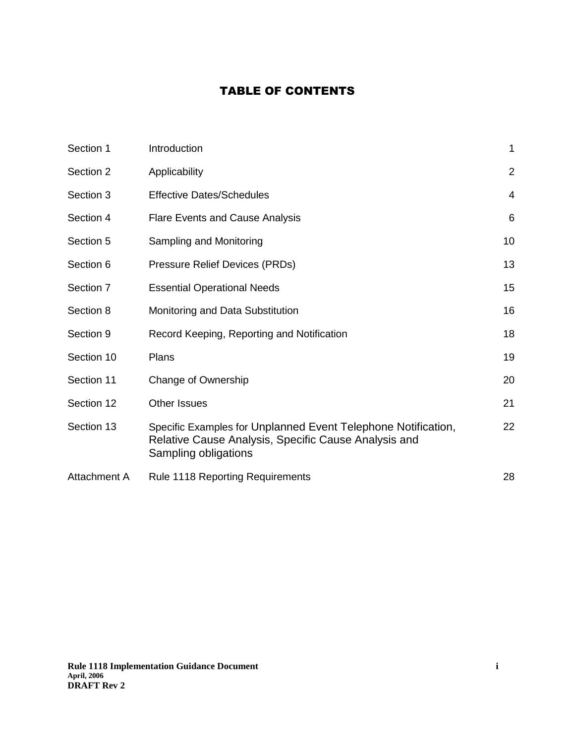# TABLE OF CONTENTS

| | | |
|---|---|---|
| Section 1 | Introduction | 1 |
| Section 2 | Applicability | 2 |
| Section 3 | Effective Dates/Schedules | 4 |
| Section 4 | Flare Events and Cause Analysis | 6 |
| Section 5 | Sampling and Monitoring | 10 |
| Section 6 | Pressure Relief Devices (PRDs) | 13 |
| Section 7 | Essential Operational Needs | 15 |
| Section 8 | Monitoring and Data Substitution | 16 |
| Section 9 | Record Keeping, Reporting and Notification | 18 |
| Section 10 | Plans | 19 |
| Section 11 | Change of Ownership | 20 |
| Section 12 | Other Issues | 21 |
| Section 13 | Specific Examples for Unplanned Event Telephone Notification, Relative Cause Analysis, Specific Cause Analysis and Sampling obligations | 22 |
| Attachment A | Rule 1118 Reporting Requirements | 28 |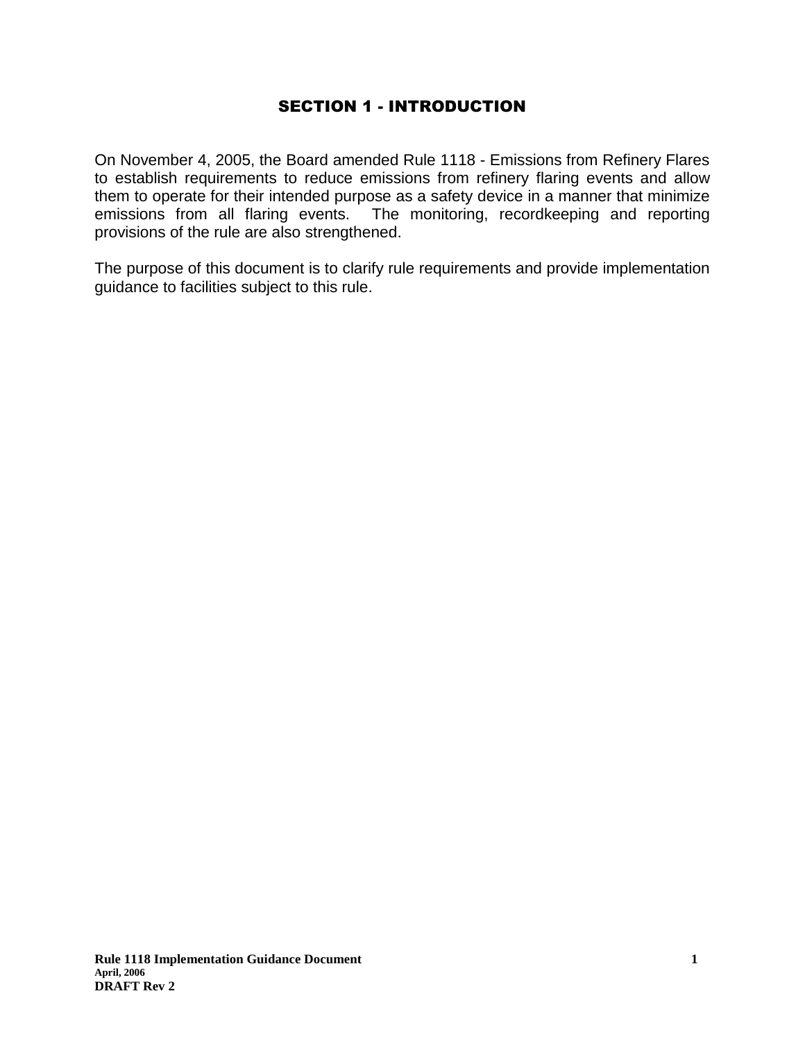# SECTION 1 - INTRODUCTION

On November 4, 2005, the Board amended Rule 1118 - Emissions from Refinery Flares to establish requirements to reduce emissions from refinery flaring events and allow them to operate for their intended purpose as a safety device in a manner that minimize emissions from all flaring events. The monitoring, recordkeeping and reporting provisions of the rule are also strengthened.

The purpose of this document is to clarify rule requirements and provide implementation guidance to facilities subject to this rule.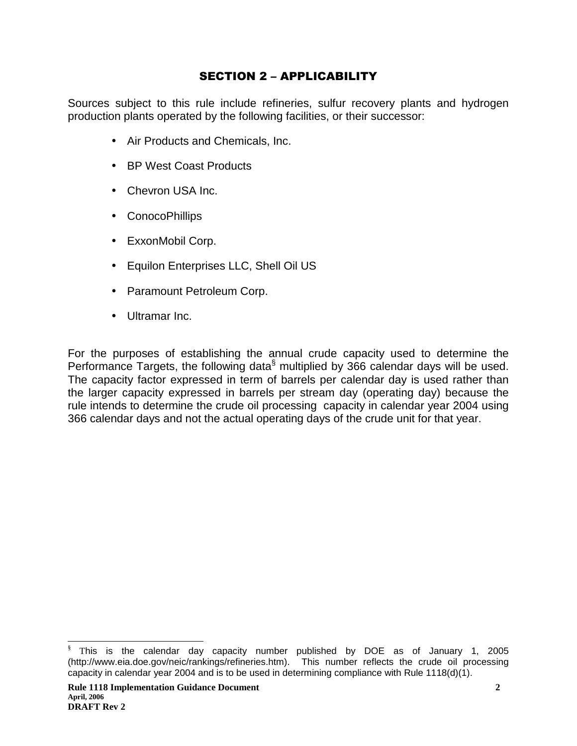## SECTION 2 – APPLICABILITY

Sources subject to this rule include refineries, sulfur recovery plants and hydrogen production plants operated by the following facilities, or their successor:

- Air Products and Chemicals, Inc.
- BP West Coast Products
- Chevron USA Inc.
- ConocoPhillips
- ExxonMobil Corp.
- Equilon Enterprises LLC, Shell Oil US
- Paramount Petroleum Corp.
- Ultramar Inc.

For the purposes of establishing the annual crude capacity used to determine the Performance Targets, the following data[§] multiplied by 366 calendar days will be used. The capacity factor expressed in term of barrels per calendar day is used rather than the larger capacity expressed in barrels per stream day (operating day) because the rule intends to determine the crude oil processing capacity in calendar year 2004 using 366 calendar days and not the actual operating days of the crude unit for that year.

[§] This is the calendar day capacity number published by DOE as of January 1, 2005 (http://www.eia.doe.gov/neic/rankings/refineries.htm). This number reflects the crude oil processing capacity in calendar year 2004 and is to be used in determining compliance with Rule 1118(d)(1).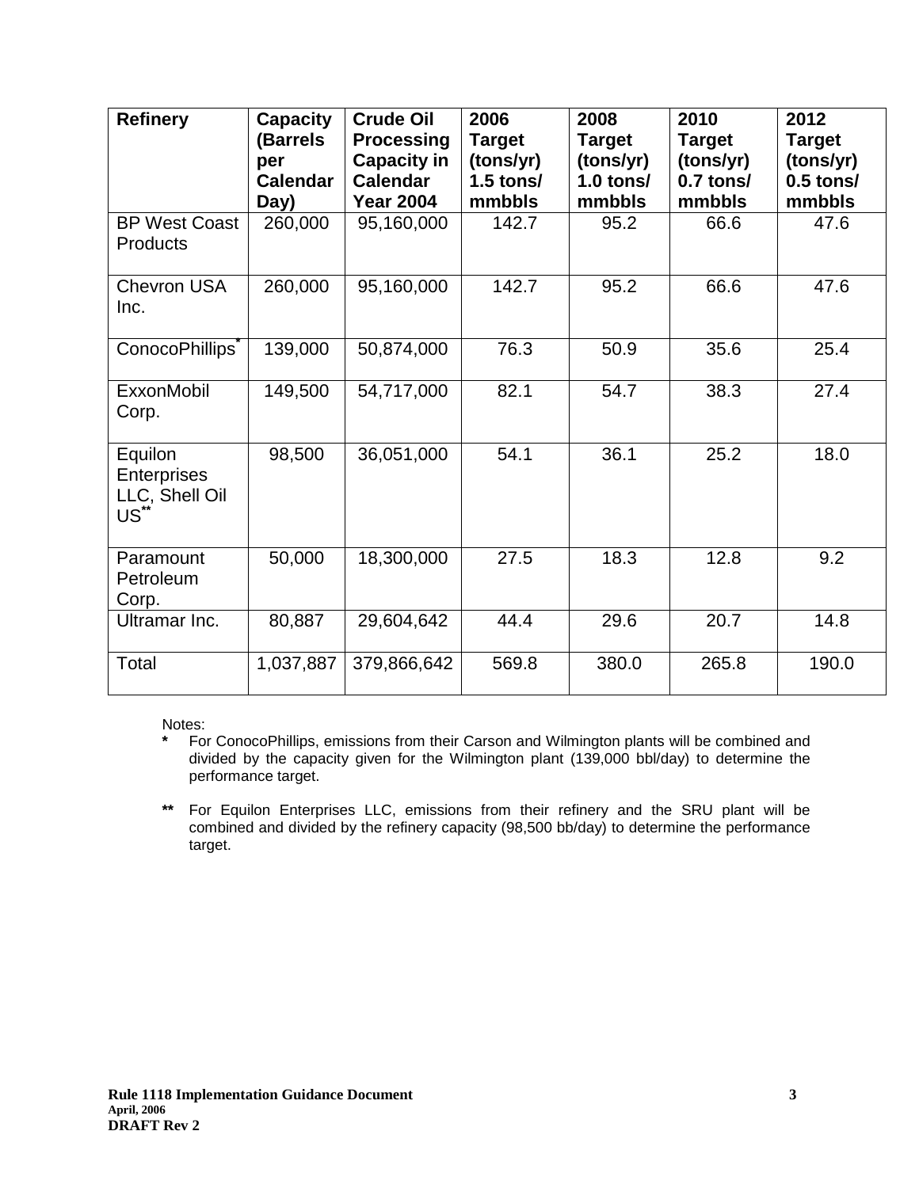| Refinery | Capacity (Barrels per Calendar Day) | Crude Oil Processing Capacity in Calendar Year 2004 | 2006 Target (tons/yr) 1.5 tons/ mmbbls | 2008 Target (tons/yr) 1.0 tons/ mmbbls | 2010 Target (tons/yr) 0.7 tons/ mmbbls | 2012 Target (tons/yr) 0.5 tons/ mmbbls |
|---|---|---|---|---|---|---|
| BP West Coast Products | 260,000 | 95,160,000 | 142.7 | 95.2 | 66.6 | 47.6 |
| Chevron USA Inc. | 260,000 | 95,160,000 | 142.7 | 95.2 | 66.6 | 47.6 |
| ConocoPhillips* | 139,000 | 50,874,000 | 76.3 | 50.9 | 35.6 | 25.4 |
| ExxonMobil Corp. | 149,500 | 54,717,000 | 82.1 | 54.7 | 38.3 | 27.4 |
| Equilon Enterprises LLC, Shell Oil US** | 98,500 | 36,051,000 | 54.1 | 36.1 | 25.2 | 18.0 |
| Paramount Petroleum Corp. | 50,000 | 18,300,000 | 27.5 | 18.3 | 12.8 | 9.2 |
| Ultramar Inc. | 80,887 | 29,604,642 | 44.4 | 29.6 | 20.7 | 14.8 |
| Total | 1,037,887 | 379,866,642 | 569.8 | 380.0 | 265.8 | 190.0 |

Notes:

**\*** For ConocoPhillips, emissions from their Carson and Wilmington plants will be combined and divided by the capacity given for the Wilmington plant (139,000 bbl/day) to determine the performance target.

**\*\*** For Equilon Enterprises LLC, emissions from their refinery and the SRU plant will be combined and divided by the refinery capacity (98,500 bb/day) to determine the performance target.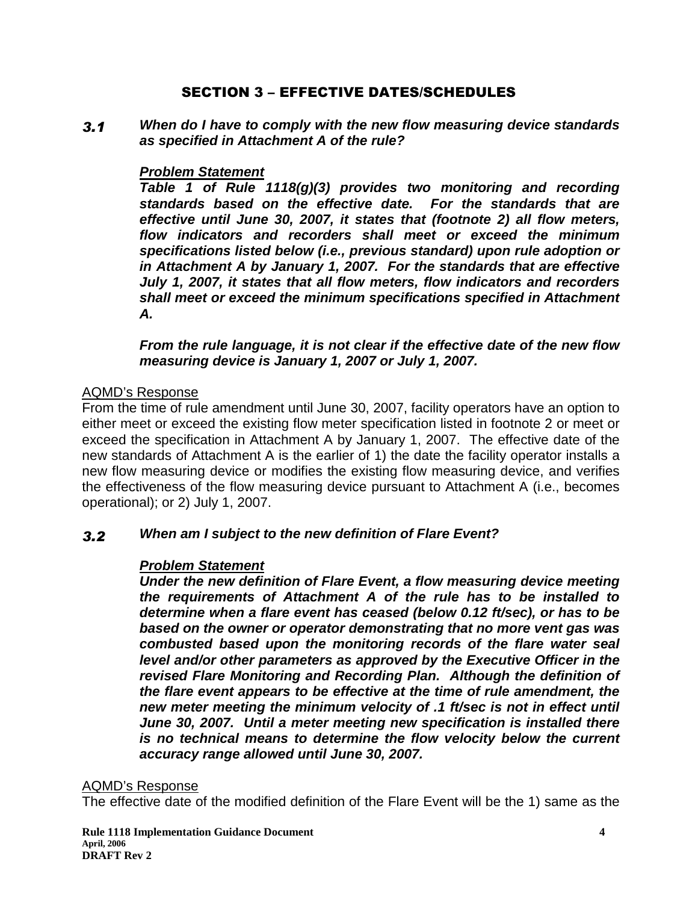## SECTION 3 – EFFECTIVE DATES/SCHEDULES

### *3.1 When do I have to comply with the new flow measuring device standards as specified in Attachment A of the rule?*

***Problem Statement***

***Table 1 of Rule 1118(g)(3) provides two monitoring and recording standards based on the effective date. For the standards that are effective until June 30, 2007, it states that (footnote 2) all flow meters, flow indicators and recorders shall meet or exceed the minimum specifications listed below (i.e., previous standard) upon rule adoption or in Attachment A by January 1, 2007. For the standards that are effective July 1, 2007, it states that all flow meters, flow indicators and recorders shall meet or exceed the minimum specifications specified in Attachment A.***

***From the rule language, it is not clear if the effective date of the new flow measuring device is January 1, 2007 or July 1, 2007.***

AQMD's Response

From the time of rule amendment until June 30, 2007, facility operators have an option to either meet or exceed the existing flow meter specification listed in footnote 2 or meet or exceed the specification in Attachment A by January 1, 2007. The effective date of the new standards of Attachment A is the earlier of 1) the date the facility operator installs a new flow measuring device or modifies the existing flow measuring device, and verifies the effectiveness of the flow measuring device pursuant to Attachment A (i.e., becomes operational); or 2) July 1, 2007.

### *3.2 When am I subject to the new definition of Flare Event?*

***Problem Statement***

***Under the new definition of Flare Event, a flow measuring device meeting the requirements of Attachment A of the rule has to be installed to determine when a flare event has ceased (below 0.12 ft/sec), or has to be based on the owner or operator demonstrating that no more vent gas was combusted based upon the monitoring records of the flare water seal level and/or other parameters as approved by the Executive Officer in the revised Flare Monitoring and Recording Plan. Although the definition of the flare event appears to be effective at the time of rule amendment, the new meter meeting the minimum velocity of .1 ft/sec is not in effect until June 30, 2007. Until a meter meeting new specification is installed there is no technical means to determine the flow velocity below the current accuracy range allowed until June 30, 2007.***

AQMD's Response

The effective date of the modified definition of the Flare Event will be the 1) same as the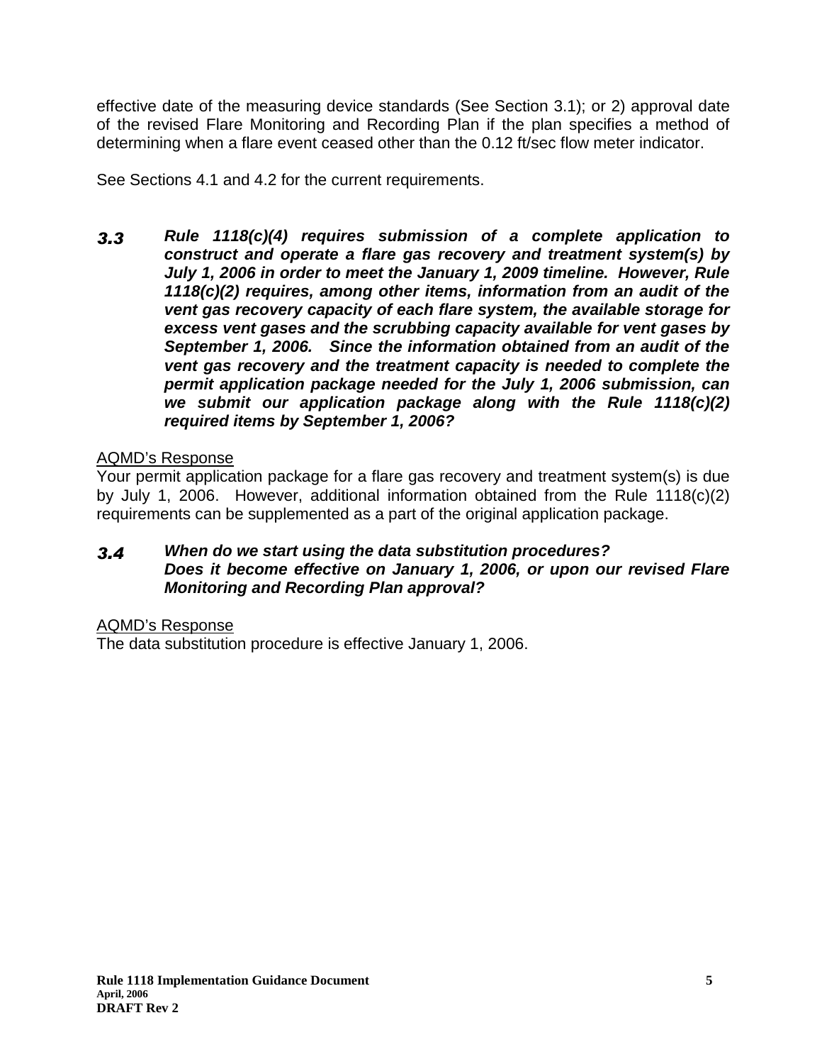effective date of the measuring device standards (See Section 3.1); or 2) approval date of the revised Flare Monitoring and Recording Plan if the plan specifies a method of determining when a flare event ceased other than the 0.12 ft/sec flow meter indicator.

See Sections 4.1 and 4.2 for the current requirements.

### ***3.3 Rule 1118(c)(4) requires submission of a complete application to construct and operate a flare gas recovery and treatment system(s) by July 1, 2006 in order to meet the January 1, 2009 timeline. However, Rule 1118(c)(2) requires, among other items, information from an audit of the vent gas recovery capacity of each flare system, the available storage for excess vent gases and the scrubbing capacity available for vent gases by September 1, 2006. Since the information obtained from an audit of the vent gas recovery and the treatment capacity is needed to complete the permit application package needed for the July 1, 2006 submission, can we submit our application package along with the Rule 1118(c)(2) required items by September 1, 2006?***

<u>AQMD's Response</u>

Your permit application package for a flare gas recovery and treatment system(s) is due by July 1, 2006. However, additional information obtained from the Rule 1118(c)(2) requirements can be supplemented as a part of the original application package.

### ***3.4 When do we start using the data substitution procedures? Does it become effective on January 1, 2006, or upon our revised Flare Monitoring and Recording Plan approval?***

<u>AQMD's Response</u>

The data substitution procedure is effective January 1, 2006.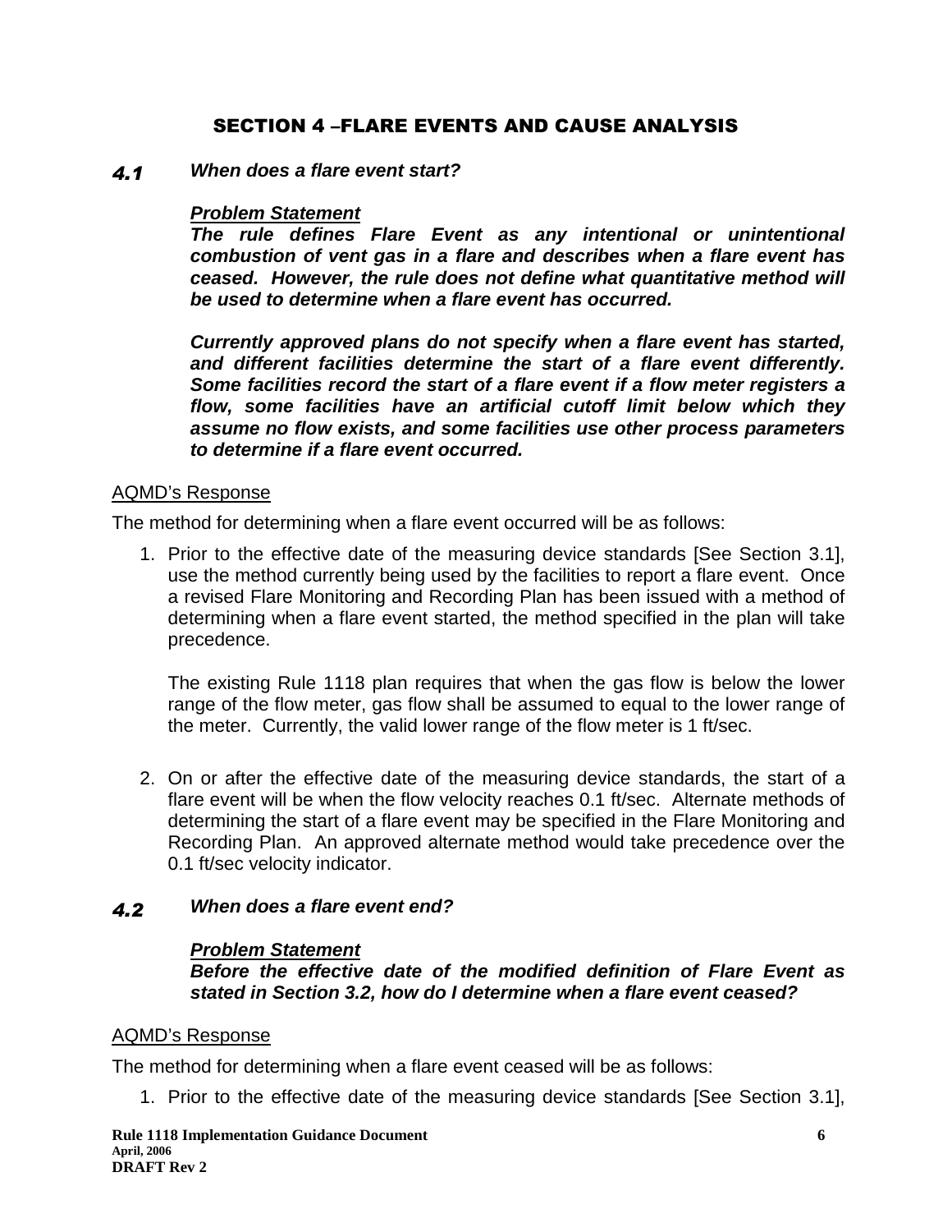## SECTION 4 –FLARE EVENTS AND CAUSE ANALYSIS

### 4.1 When does a flare event start?

***Problem Statement***

***The rule defines Flare Event as any intentional or unintentional combustion of vent gas in a flare and describes when a flare event has ceased. However, the rule does not define what quantitative method will be used to determine when a flare event has occurred.***

***Currently approved plans do not specify when a flare event has started, and different facilities determine the start of a flare event differently. Some facilities record the start of a flare event if a flow meter registers a flow, some facilities have an artificial cutoff limit below which they assume no flow exists, and some facilities use other process parameters to determine if a flare event occurred.***

AQMD's Response

The method for determining when a flare event occurred will be as follows:

1. Prior to the effective date of the measuring device standards [See Section 3.1], use the method currently being used by the facilities to report a flare event. Once a revised Flare Monitoring and Recording Plan has been issued with a method of determining when a flare event started, the method specified in the plan will take precedence.

   The existing Rule 1118 plan requires that when the gas flow is below the lower range of the flow meter, gas flow shall be assumed to equal to the lower range of the meter. Currently, the valid lower range of the flow meter is 1 ft/sec.

2. On or after the effective date of the measuring device standards, the start of a flare event will be when the flow velocity reaches 0.1 ft/sec. Alternate methods of determining the start of a flare event may be specified in the Flare Monitoring and Recording Plan. An approved alternate method would take precedence over the 0.1 ft/sec velocity indicator.

### 4.2 When does a flare event end?

***Problem Statement***

***Before the effective date of the modified definition of Flare Event as stated in Section 3.2, how do I determine when a flare event ceased?***

AQMD's Response

The method for determining when a flare event ceased will be as follows:

1. Prior to the effective date of the measuring device standards [See Section 3.1],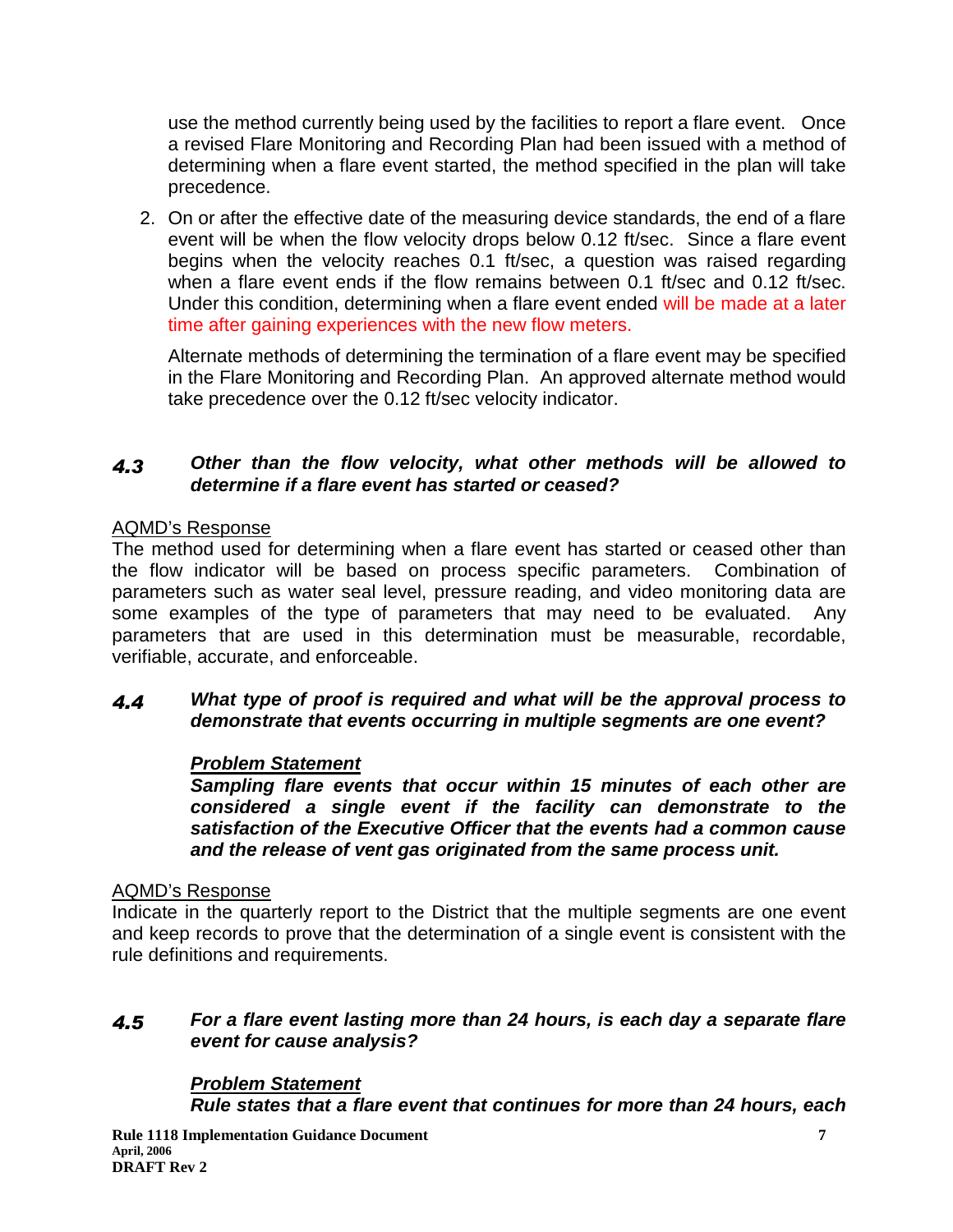use the method currently being used by the facilities to report a flare event. Once a revised Flare Monitoring and Recording Plan had been issued with a method of determining when a flare event started, the method specified in the plan will take precedence.

2. On or after the effective date of the measuring device standards, the end of a flare event will be when the flow velocity drops below 0.12 ft/sec. Since a flare event begins when the velocity reaches 0.1 ft/sec, a question was raised regarding when a flare event ends if the flow remains between 0.1 ft/sec and 0.12 ft/sec. Under this condition, determining when a flare event ended will be made at a later time after gaining experiences with the new flow meters.

   Alternate methods of determining the termination of a flare event may be specified in the Flare Monitoring and Recording Plan. An approved alternate method would take precedence over the 0.12 ft/sec velocity indicator.

### *4.3 Other than the flow velocity, what other methods will be allowed to determine if a flare event has started or ceased?*

<u>AQMD's Response</u>
The method used for determining when a flare event has started or ceased other than the flow indicator will be based on process specific parameters. Combination of parameters such as water seal level, pressure reading, and video monitoring data are some examples of the type of parameters that may need to be evaluated. Any parameters that are used in this determination must be measurable, recordable, verifiable, accurate, and enforceable.

### *4.4 What type of proof is required and what will be the approval process to demonstrate that events occurring in multiple segments are one event?*

***<u>Problem Statement</u>***
***Sampling flare events that occur within 15 minutes of each other are considered a single event if the facility can demonstrate to the satisfaction of the Executive Officer that the events had a common cause and the release of vent gas originated from the same process unit.***

<u>AQMD's Response</u>
Indicate in the quarterly report to the District that the multiple segments are one event and keep records to prove that the determination of a single event is consistent with the rule definitions and requirements.

### *4.5 For a flare event lasting more than 24 hours, is each day a separate flare event for cause analysis?*

***<u>Problem Statement</u>***
***Rule states that a flare event that continues for more than 24 hours, each***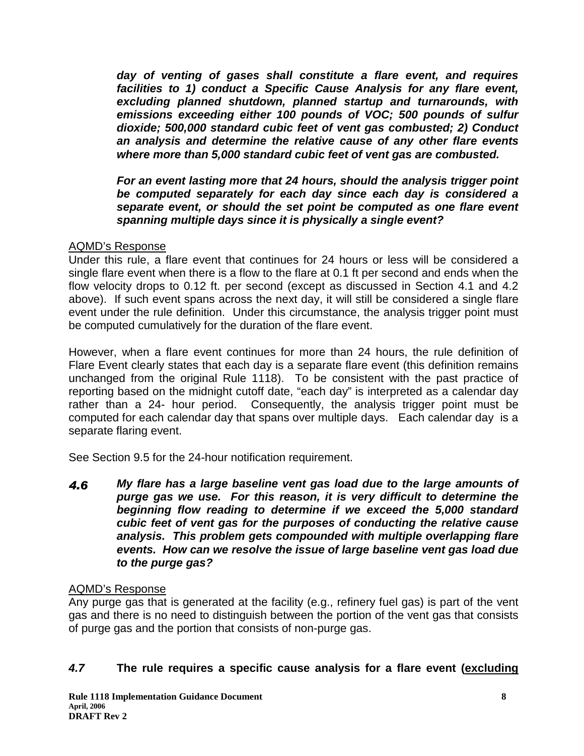***day of venting of gases shall constitute a flare event, and requires facilities to 1) conduct a Specific Cause Analysis for any flare event, excluding planned shutdown, planned startup and turnarounds, with emissions exceeding either 100 pounds of VOC; 500 pounds of sulfur dioxide; 500,000 standard cubic feet of vent gas combusted; 2) Conduct an analysis and determine the relative cause of any other flare events where more than 5,000 standard cubic feet of vent gas are combusted.***

***For an event lasting more that 24 hours, should the analysis trigger point be computed separately for each day since each day is considered a separate event, or should the set point be computed as one flare event spanning multiple days since it is physically a single event?***

AQMD's Response

Under this rule, a flare event that continues for 24 hours or less will be considered a single flare event when there is a flow to the flare at 0.1 ft per second and ends when the flow velocity drops to 0.12 ft. per second (except as discussed in Section 4.1 and 4.2 above). If such event spans across the next day, it will still be considered a single flare event under the rule definition. Under this circumstance, the analysis trigger point must be computed cumulatively for the duration of the flare event.

However, when a flare event continues for more than 24 hours, the rule definition of Flare Event clearly states that each day is a separate flare event (this definition remains unchanged from the original Rule 1118). To be consistent with the past practice of reporting based on the midnight cutoff date, "each day" is interpreted as a calendar day rather than a 24- hour period. Consequently, the analysis trigger point must be computed for each calendar day that spans over multiple days. Each calendar day is a separate flaring event.

See Section 9.5 for the 24-hour notification requirement.

***4.6 My flare has a large baseline vent gas load due to the large amounts of purge gas we use. For this reason, it is very difficult to determine the beginning flow reading to determine if we exceed the 5,000 standard cubic feet of vent gas for the purposes of conducting the relative cause analysis. This problem gets compounded with multiple overlapping flare events. How can we resolve the issue of large baseline vent gas load due to the purge gas?***

AQMD's Response

Any purge gas that is generated at the facility (e.g., refinery fuel gas) is part of the vent gas and there is no need to distinguish between the portion of the vent gas that consists of purge gas and the portion that consists of non-purge gas.

***4.7*** **The rule requires a specific cause analysis for a flare event (excluding**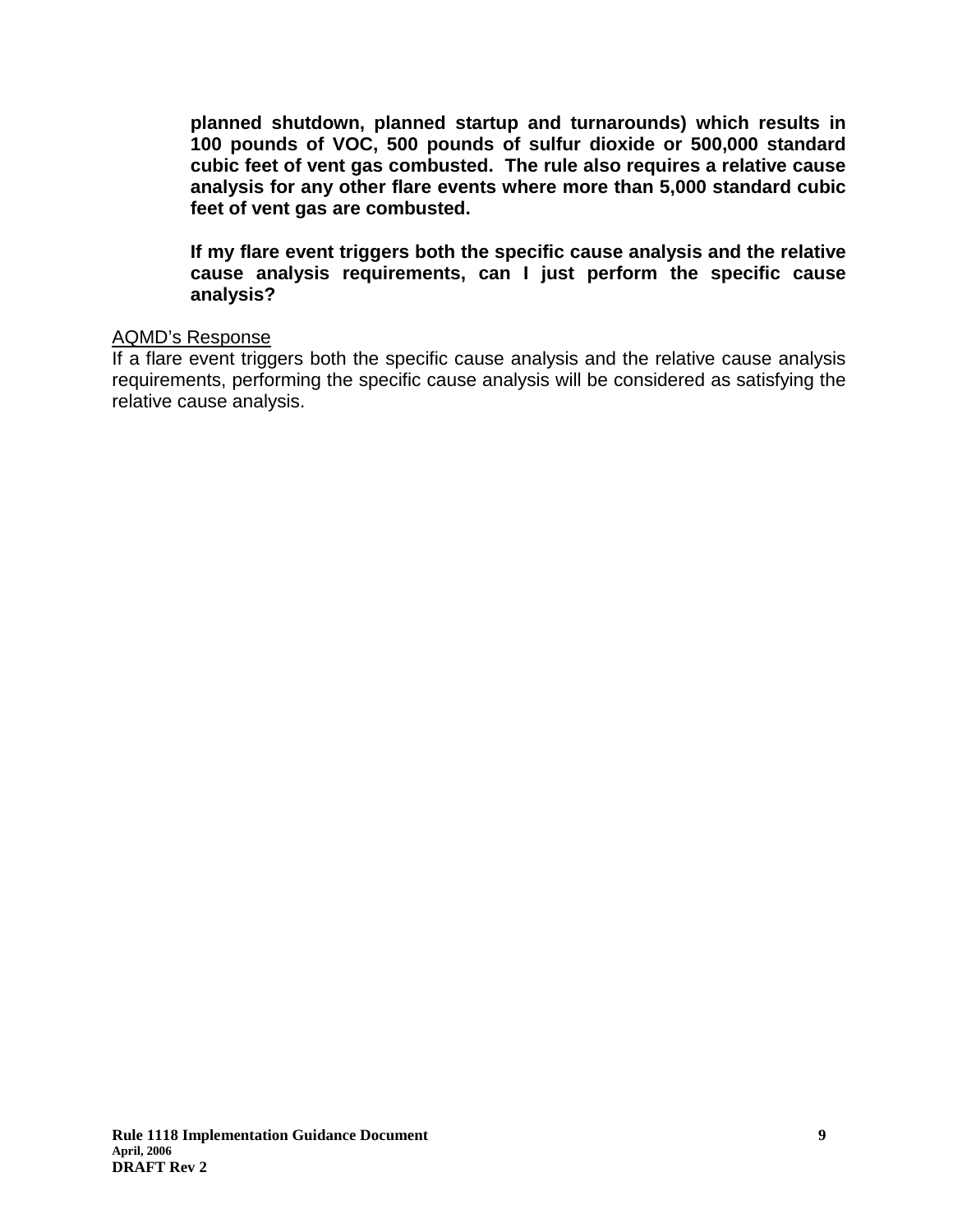**planned shutdown, planned startup and turnarounds) which results in 100 pounds of VOC, 500 pounds of sulfur dioxide or 500,000 standard cubic feet of vent gas combusted. The rule also requires a relative cause analysis for any other flare events where more than 5,000 standard cubic feet of vent gas are combusted.**

**If my flare event triggers both the specific cause analysis and the relative cause analysis requirements, can I just perform the specific cause analysis?**

<u>AQMD's Response</u>
If a flare event triggers both the specific cause analysis and the relative cause analysis requirements, performing the specific cause analysis will be considered as satisfying the relative cause analysis.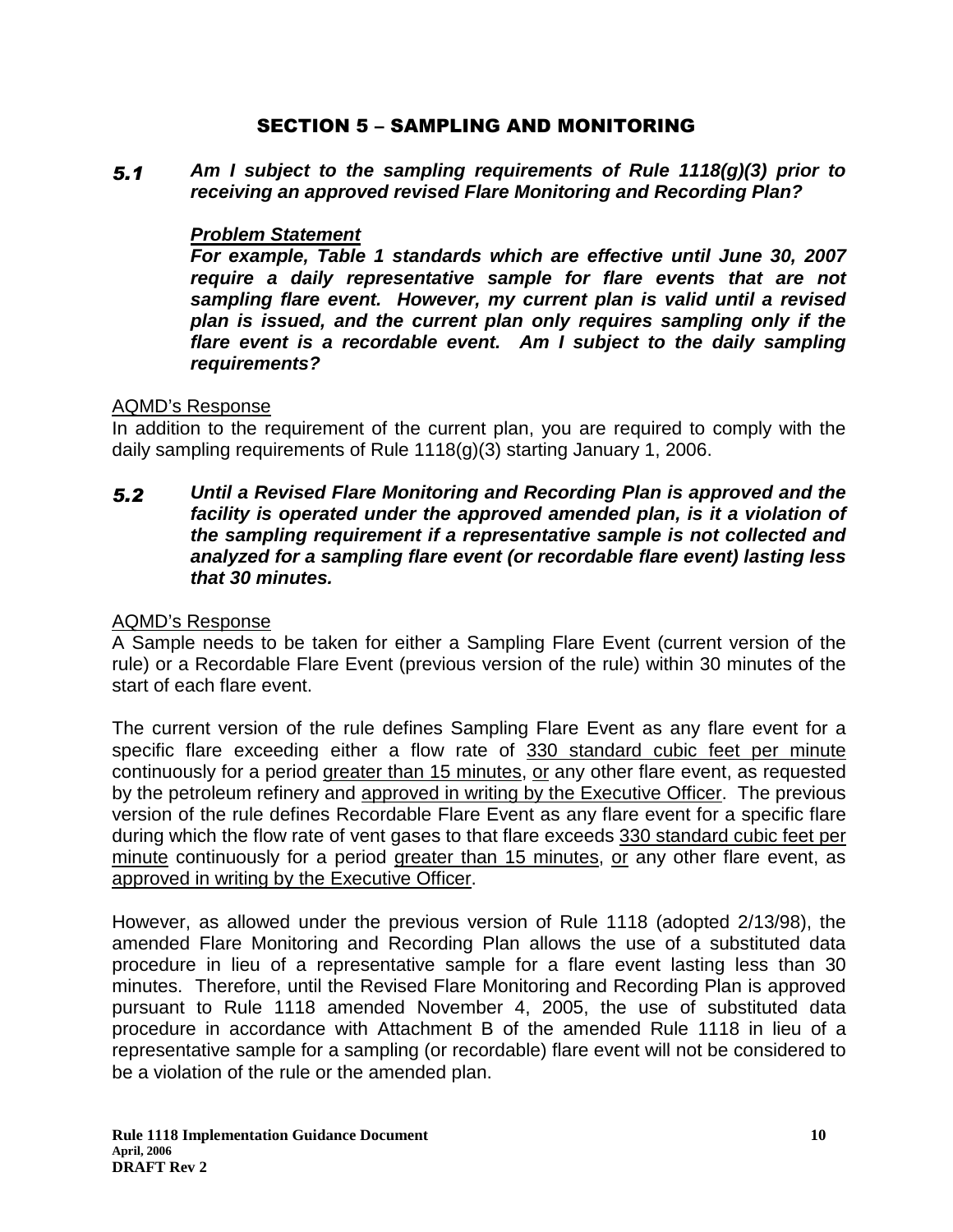## SECTION 5 – SAMPLING AND MONITORING

***5.1 Am I subject to the sampling requirements of Rule 1118(g)(3) prior to receiving an approved revised Flare Monitoring and Recording Plan?***

***Problem Statement***

***For example, Table 1 standards which are effective until June 30, 2007 require a daily representative sample for flare events that are not sampling flare event. However, my current plan is valid until a revised plan is issued, and the current plan only requires sampling only if the flare event is a recordable event. Am I subject to the daily sampling requirements?***

AQMD's Response

In addition to the requirement of the current plan, you are required to comply with the daily sampling requirements of Rule 1118(g)(3) starting January 1, 2006.

***5.2 Until a Revised Flare Monitoring and Recording Plan is approved and the facility is operated under the approved amended plan, is it a violation of the sampling requirement if a representative sample is not collected and analyzed for a sampling flare event (or recordable flare event) lasting less that 30 minutes.***

AQMD's Response

A Sample needs to be taken for either a Sampling Flare Event (current version of the rule) or a Recordable Flare Event (previous version of the rule) within 30 minutes of the start of each flare event.

The current version of the rule defines Sampling Flare Event as any flare event for a specific flare exceeding either a flow rate of 330 standard cubic feet per minute continuously for a period greater than 15 minutes, or any other flare event, as requested by the petroleum refinery and approved in writing by the Executive Officer. The previous version of the rule defines Recordable Flare Event as any flare event for a specific flare during which the flow rate of vent gases to that flare exceeds 330 standard cubic feet per minute continuously for a period greater than 15 minutes, or any other flare event, as approved in writing by the Executive Officer.

However, as allowed under the previous version of Rule 1118 (adopted 2/13/98), the amended Flare Monitoring and Recording Plan allows the use of a substituted data procedure in lieu of a representative sample for a flare event lasting less than 30 minutes. Therefore, until the Revised Flare Monitoring and Recording Plan is approved pursuant to Rule 1118 amended November 4, 2005, the use of substituted data procedure in accordance with Attachment B of the amended Rule 1118 in lieu of a representative sample for a sampling (or recordable) flare event will not be considered to be a violation of the rule or the amended plan.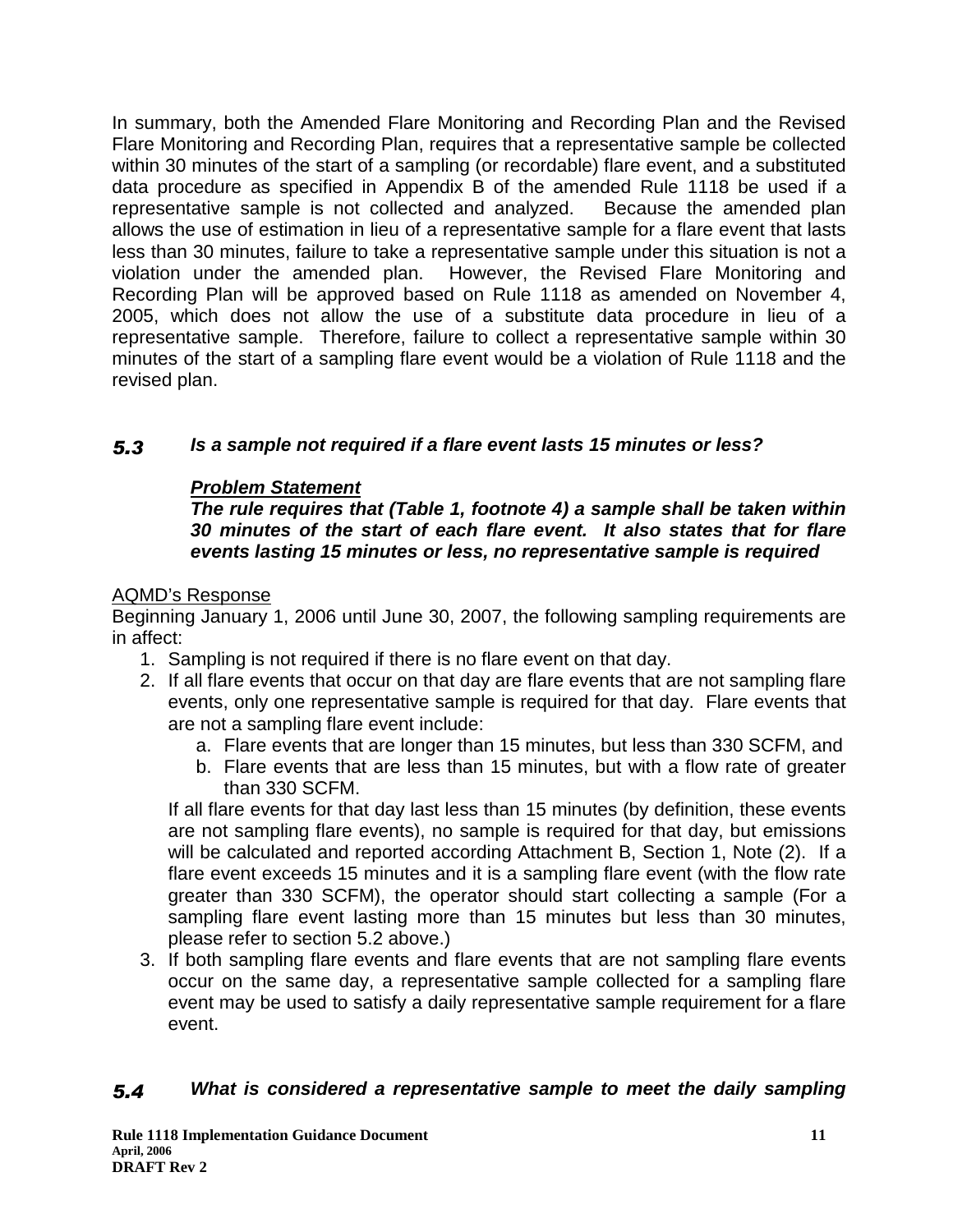In summary, both the Amended Flare Monitoring and Recording Plan and the Revised Flare Monitoring and Recording Plan, requires that a representative sample be collected within 30 minutes of the start of a sampling (or recordable) flare event, and a substituted data procedure as specified in Appendix B of the amended Rule 1118 be used if a representative sample is not collected and analyzed. Because the amended plan allows the use of estimation in lieu of a representative sample for a flare event that lasts less than 30 minutes, failure to take a representative sample under this situation is not a violation under the amended plan. However, the Revised Flare Monitoring and Recording Plan will be approved based on Rule 1118 as amended on November 4, 2005, which does not allow the use of a substitute data procedure in lieu of a representative sample. Therefore, failure to collect a representative sample within 30 minutes of the start of a sampling flare event would be a violation of Rule 1118 and the revised plan.

### *5.3 Is a sample not required if a flare event lasts 15 minutes or less?*

***<u>Problem Statement</u>***

***The rule requires that (Table 1, footnote 4) a sample shall be taken within 30 minutes of the start of each flare event. It also states that for flare events lasting 15 minutes or less, no representative sample is required***

<u>AQMD's Response</u>

Beginning January 1, 2006 until June 30, 2007, the following sampling requirements are in affect:

1. Sampling is not required if there is no flare event on that day.
2. If all flare events that occur on that day are flare events that are not sampling flare events, only one representative sample is required for that day. Flare events that are not a sampling flare event include:
   a. Flare events that are longer than 15 minutes, but less than 330 SCFM, and
   b. Flare events that are less than 15 minutes, but with a flow rate of greater than 330 SCFM.

   If all flare events for that day last less than 15 minutes (by definition, these events are not sampling flare events), no sample is required for that day, but emissions will be calculated and reported according Attachment B, Section 1, Note (2). If a flare event exceeds 15 minutes and it is a sampling flare event (with the flow rate greater than 330 SCFM), the operator should start collecting a sample (For a sampling flare event lasting more than 15 minutes but less than 30 minutes, please refer to section 5.2 above.)
3. If both sampling flare events and flare events that are not sampling flare events occur on the same day, a representative sample collected for a sampling flare event may be used to satisfy a daily representative sample requirement for a flare event.

### *5.4 What is considered a representative sample to meet the daily sampling*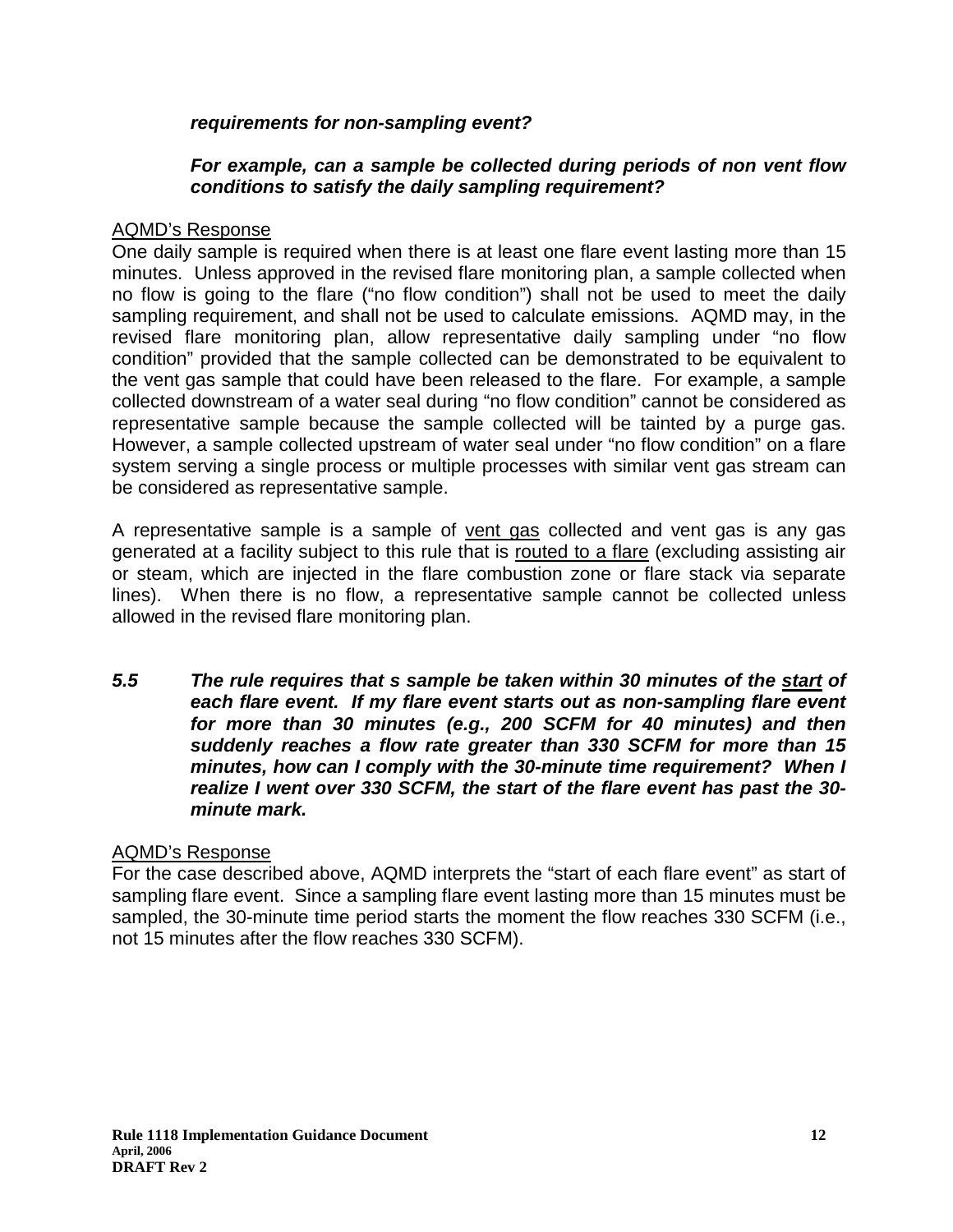***requirements for non-sampling event?***

***For example, can a sample be collected during periods of non vent flow conditions to satisfy the daily sampling requirement?***

AQMD's Response

One daily sample is required when there is at least one flare event lasting more than 15 minutes. Unless approved in the revised flare monitoring plan, a sample collected when no flow is going to the flare ("no flow condition") shall not be used to meet the daily sampling requirement, and shall not be used to calculate emissions. AQMD may, in the revised flare monitoring plan, allow representative daily sampling under "no flow condition" provided that the sample collected can be demonstrated to be equivalent to the vent gas sample that could have been released to the flare. For example, a sample collected downstream of a water seal during "no flow condition" cannot be considered as representative sample because the sample collected will be tainted by a purge gas. However, a sample collected upstream of water seal under "no flow condition" on a flare system serving a single process or multiple processes with similar vent gas stream can be considered as representative sample.

A representative sample is a sample of vent gas collected and vent gas is any gas generated at a facility subject to this rule that is routed to a flare (excluding assisting air or steam, which are injected in the flare combustion zone or flare stack via separate lines). When there is no flow, a representative sample cannot be collected unless allowed in the revised flare monitoring plan.

***5.5 The rule requires that s sample be taken within 30 minutes of the start of each flare event. If my flare event starts out as non-sampling flare event for more than 30 minutes (e.g., 200 SCFM for 40 minutes) and then suddenly reaches a flow rate greater than 330 SCFM for more than 15 minutes, how can I comply with the 30-minute time requirement? When I realize I went over 330 SCFM, the start of the flare event has past the 30-minute mark.***

AQMD's Response

For the case described above, AQMD interprets the "start of each flare event" as start of sampling flare event. Since a sampling flare event lasting more than 15 minutes must be sampled, the 30-minute time period starts the moment the flow reaches 330 SCFM (i.e., not 15 minutes after the flow reaches 330 SCFM).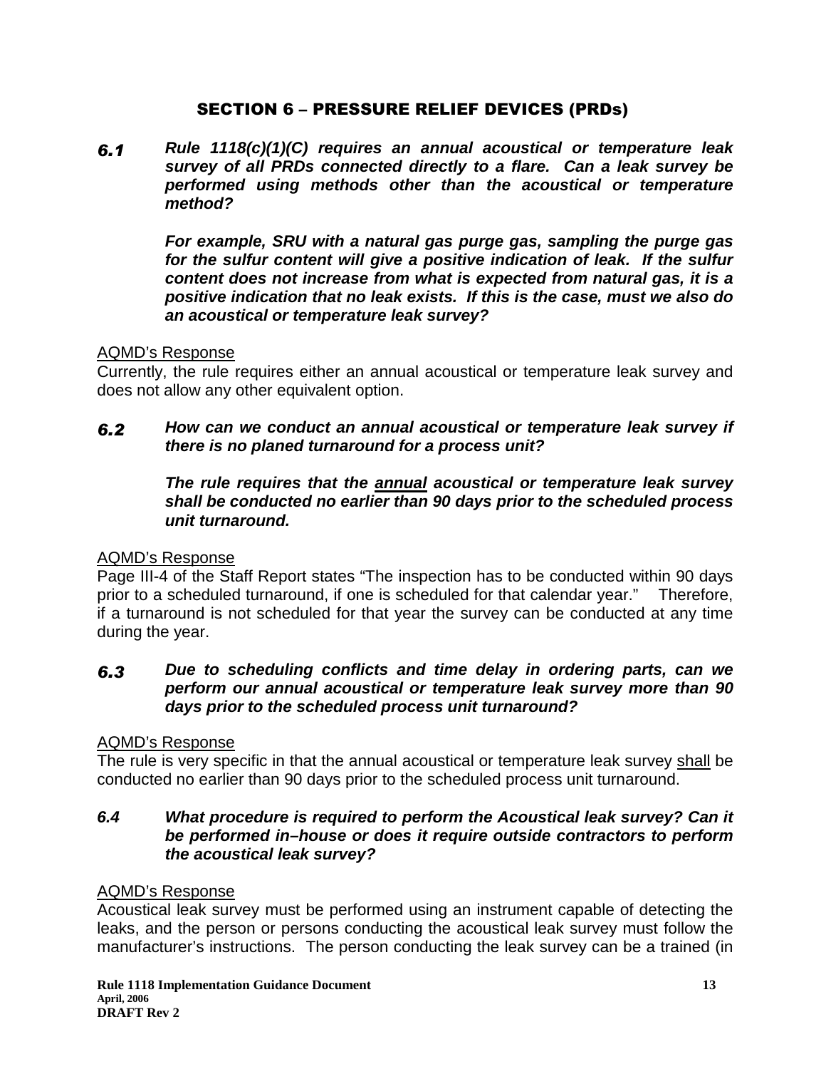## SECTION 6 – PRESSURE RELIEF DEVICES (PRDs)

***6.1*** ***Rule 1118(c)(1)(C) requires an annual acoustical or temperature leak survey of all PRDs connected directly to a flare. Can a leak survey be performed using methods other than the acoustical or temperature method?***

***For example, SRU with a natural gas purge gas, sampling the purge gas for the sulfur content will give a positive indication of leak. If the sulfur content does not increase from what is expected from natural gas, it is a positive indication that no leak exists. If this is the case, must we also do an acoustical or temperature leak survey?***

<u>AQMD's Response</u>
Currently, the rule requires either an annual acoustical or temperature leak survey and does not allow any other equivalent option.

***6.2*** ***How can we conduct an annual acoustical or temperature leak survey if there is no planed turnaround for a process unit?***

***The rule requires that the <u>annual</u> acoustical or temperature leak survey shall be conducted no earlier than 90 days prior to the scheduled process unit turnaround.***

<u>AQMD's Response</u>
Page III-4 of the Staff Report states "The inspection has to be conducted within 90 days prior to a scheduled turnaround, if one is scheduled for that calendar year." Therefore, if a turnaround is not scheduled for that year the survey can be conducted at any time during the year.

***6.3*** ***Due to scheduling conflicts and time delay in ordering parts, can we perform our annual acoustical or temperature leak survey more than 90 days prior to the scheduled process unit turnaround?***

<u>AQMD's Response</u>
The rule is very specific in that the annual acoustical or temperature leak survey <u>shall</u> be conducted no earlier than 90 days prior to the scheduled process unit turnaround.

***6.4*** ***What procedure is required to perform the Acoustical leak survey? Can it be performed in–house or does it require outside contractors to perform the acoustical leak survey?***

<u>AQMD's Response</u>
Acoustical leak survey must be performed using an instrument capable of detecting the leaks, and the person or persons conducting the acoustical leak survey must follow the manufacturer's instructions. The person conducting the leak survey can be a trained (in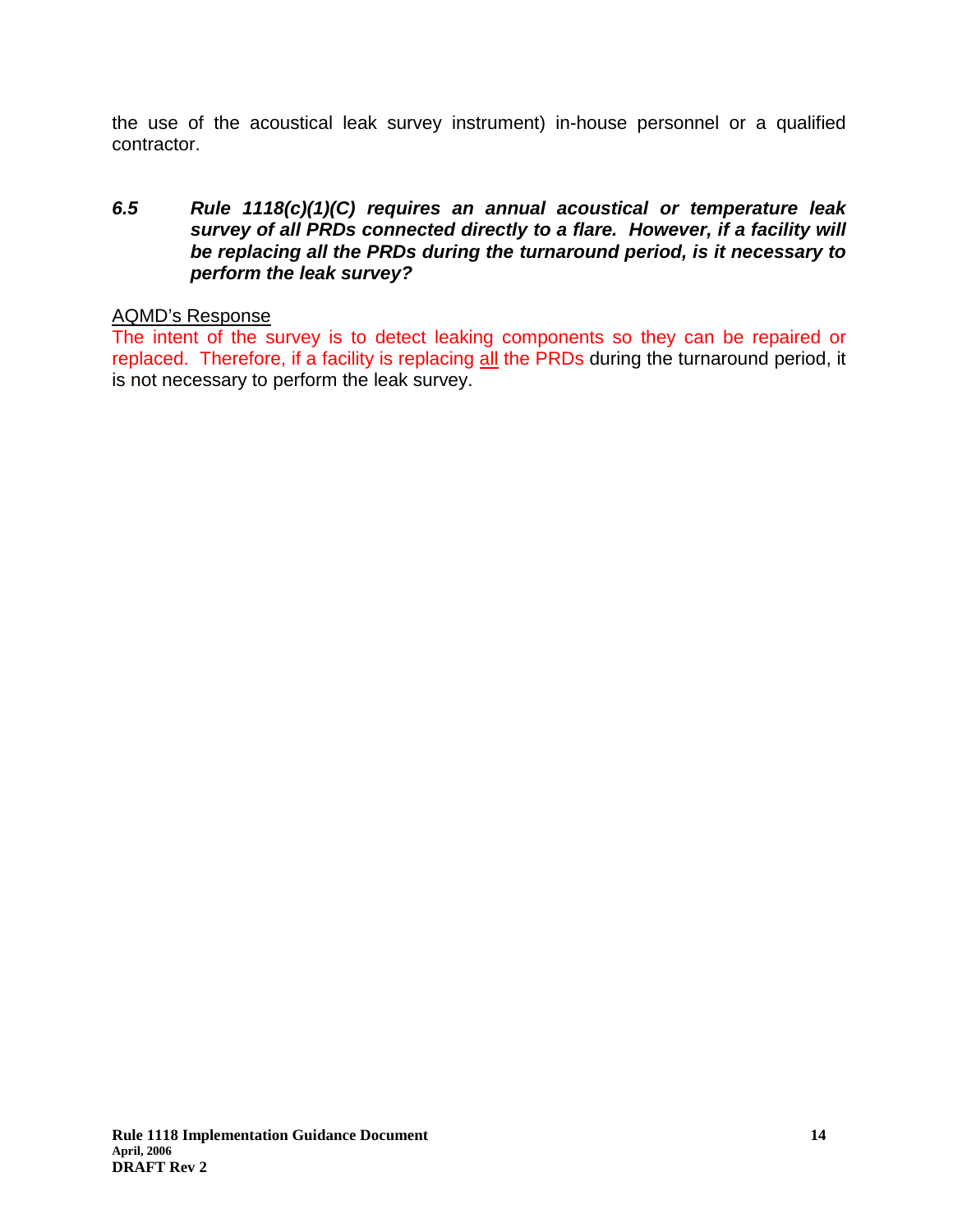the use of the acoustical leak survey instrument) in-house personnel or a qualified contractor.

***6.5 Rule 1118(c)(1)(C) requires an annual acoustical or temperature leak survey of all PRDs connected directly to a flare. However, if a facility will be replacing all the PRDs during the turnaround period, is it necessary to perform the leak survey?***

AQMD's Response

The intent of the survey is to detect leaking components so they can be repaired or replaced. Therefore, if a facility is replacing all the PRDs during the turnaround period, it is not necessary to perform the leak survey.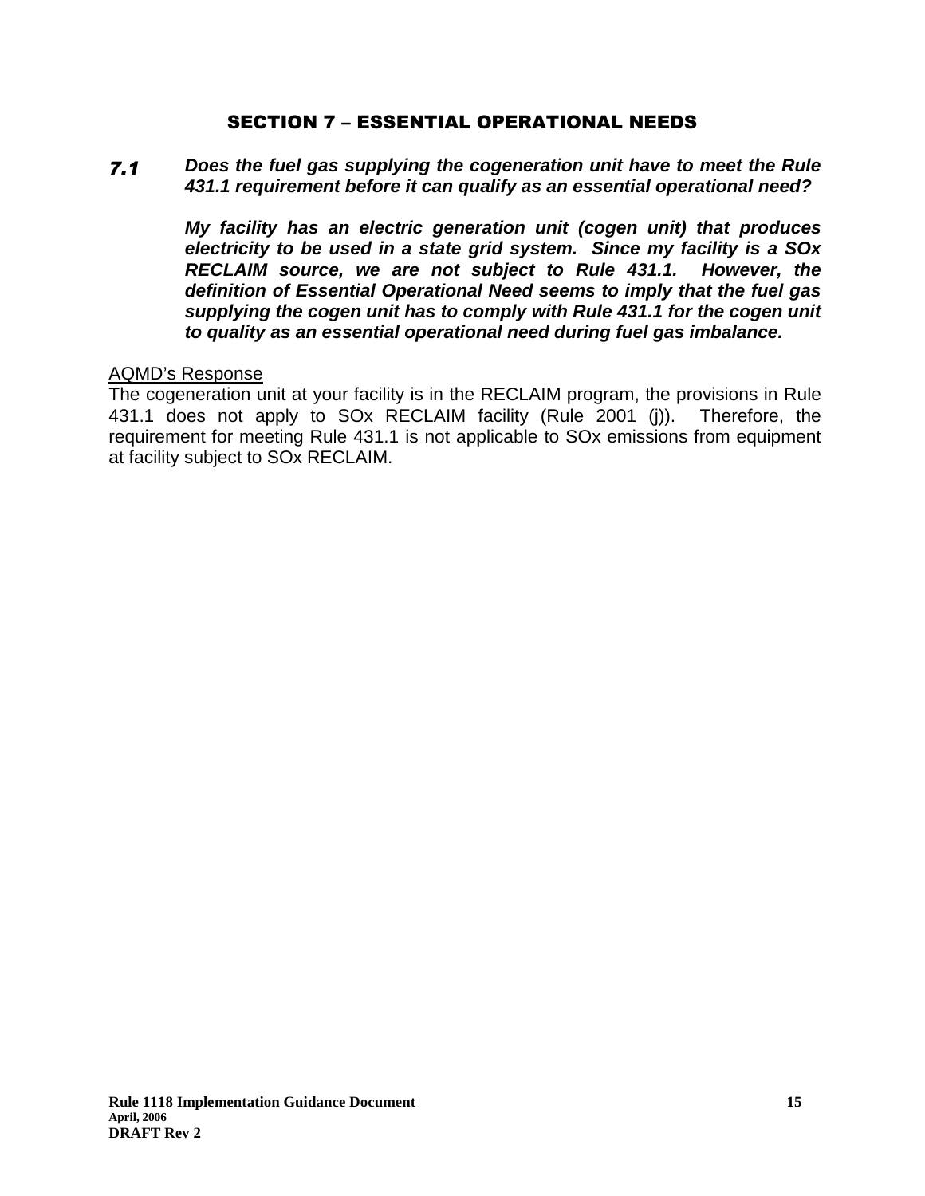## SECTION 7 – ESSENTIAL OPERATIONAL NEEDS

***7.1*** ***Does the fuel gas supplying the cogeneration unit have to meet the Rule 431.1 requirement before it can qualify as an essential operational need?***

***My facility has an electric generation unit (cogen unit) that produces electricity to be used in a state grid system. Since my facility is a SOx RECLAIM source, we are not subject to Rule 431.1. However, the definition of Essential Operational Need seems to imply that the fuel gas supplying the cogen unit has to comply with Rule 431.1 for the cogen unit to quality as an essential operational need during fuel gas imbalance.***

<u>AQMD's Response</u>

The cogeneration unit at your facility is in the RECLAIM program, the provisions in Rule 431.1 does not apply to SOx RECLAIM facility (Rule 2001 (j)). Therefore, the requirement for meeting Rule 431.1 is not applicable to SOx emissions from equipment at facility subject to SOx RECLAIM.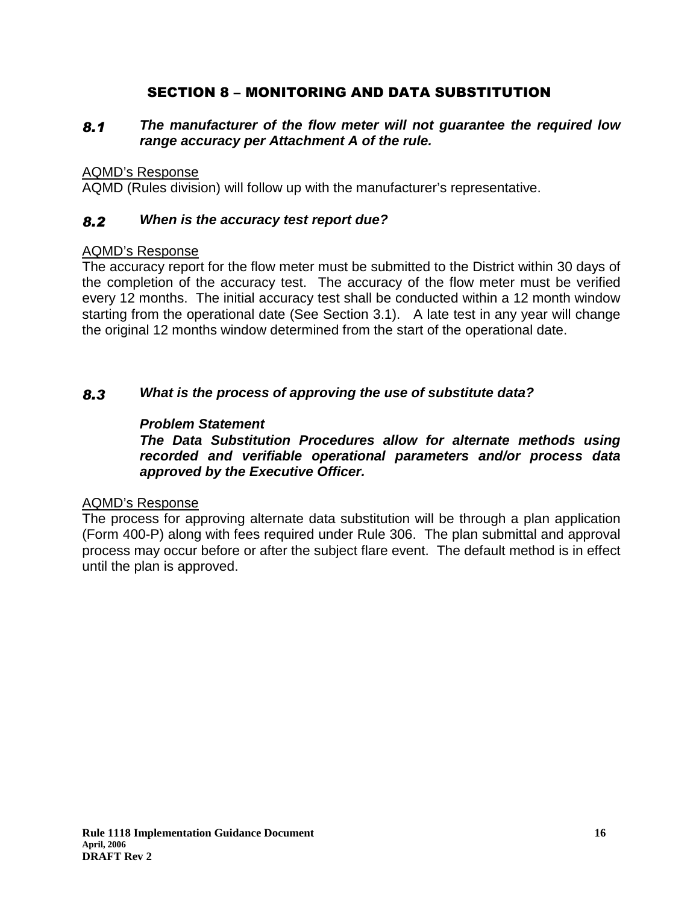## SECTION 8 – MONITORING AND DATA SUBSTITUTION

### *8.1 The manufacturer of the flow meter will not guarantee the required low range accuracy per Attachment A of the rule.*

AQMD's Response

AQMD (Rules division) will follow up with the manufacturer's representative.

### *8.2 When is the accuracy test report due?*

AQMD's Response

The accuracy report for the flow meter must be submitted to the District within 30 days of the completion of the accuracy test. The accuracy of the flow meter must be verified every 12 months. The initial accuracy test shall be conducted within a 12 month window starting from the operational date (See Section 3.1). A late test in any year will change the original 12 months window determined from the start of the operational date.

### *8.3 What is the process of approving the use of substitute data?*

***Problem Statement***

***The Data Substitution Procedures allow for alternate methods using recorded and verifiable operational parameters and/or process data approved by the Executive Officer.***

AQMD's Response

The process for approving alternate data substitution will be through a plan application (Form 400-P) along with fees required under Rule 306. The plan submittal and approval process may occur before or after the subject flare event. The default method is in effect until the plan is approved.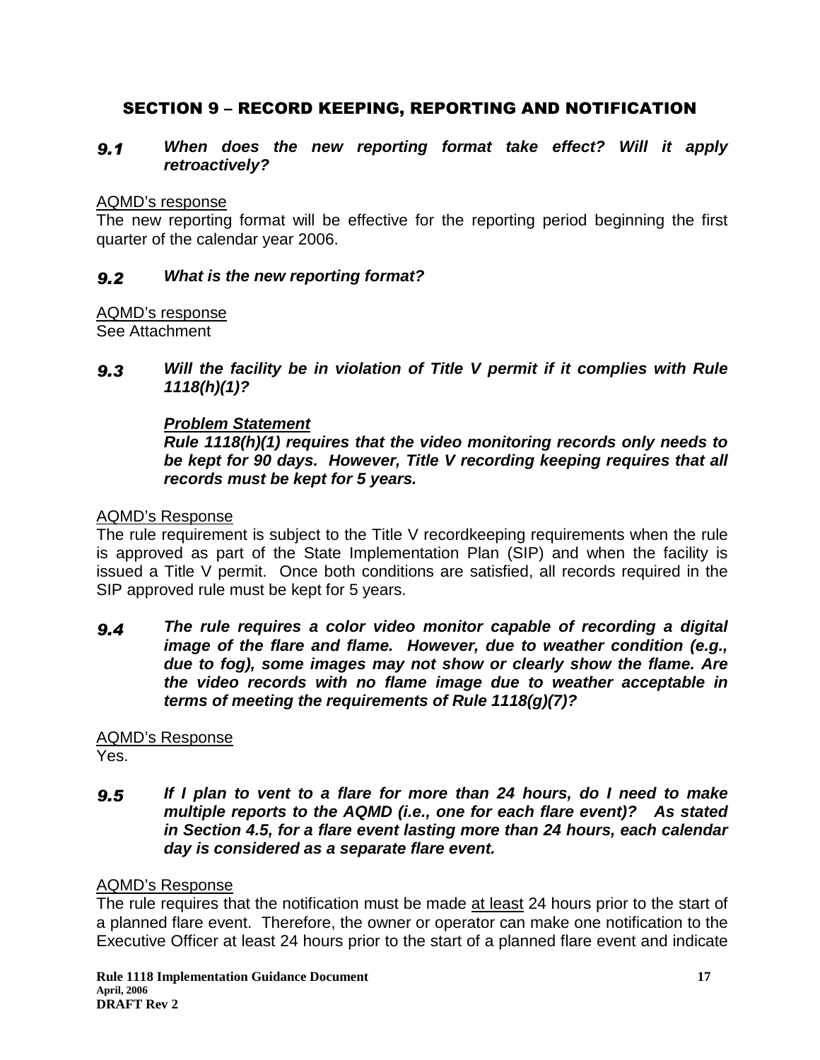## SECTION 9 – RECORD KEEPING, REPORTING AND NOTIFICATION

### *9.1 When does the new reporting format take effect? Will it apply retroactively?*

AQMD's response

The new reporting format will be effective for the reporting period beginning the first quarter of the calendar year 2006.

### *9.2 What is the new reporting format?*

AQMD's response

See Attachment

### *9.3 Will the facility be in violation of Title V permit if it complies with Rule 1118(h)(1)?*

***Problem Statement***

***Rule 1118(h)(1) requires that the video monitoring records only needs to be kept for 90 days. However, Title V recording keeping requires that all records must be kept for 5 years.***

AQMD's Response

The rule requirement is subject to the Title V recordkeeping requirements when the rule is approved as part of the State Implementation Plan (SIP) and when the facility is issued a Title V permit. Once both conditions are satisfied, all records required in the SIP approved rule must be kept for 5 years.

### *9.4 The rule requires a color video monitor capable of recording a digital image of the flare and flame. However, due to weather condition (e.g., due to fog), some images may not show or clearly show the flame. Are the video records with no flame image due to weather acceptable in terms of meeting the requirements of Rule 1118(g)(7)?*

AQMD's Response

Yes.

### *9.5 If I plan to vent to a flare for more than 24 hours, do I need to make multiple reports to the AQMD (i.e., one for each flare event)? As stated in Section 4.5, for a flare event lasting more than 24 hours, each calendar day is considered as a separate flare event.*

AQMD's Response

The rule requires that the notification must be made at least 24 hours prior to the start of a planned flare event. Therefore, the owner or operator can make one notification to the Executive Officer at least 24 hours prior to the start of a planned flare event and indicate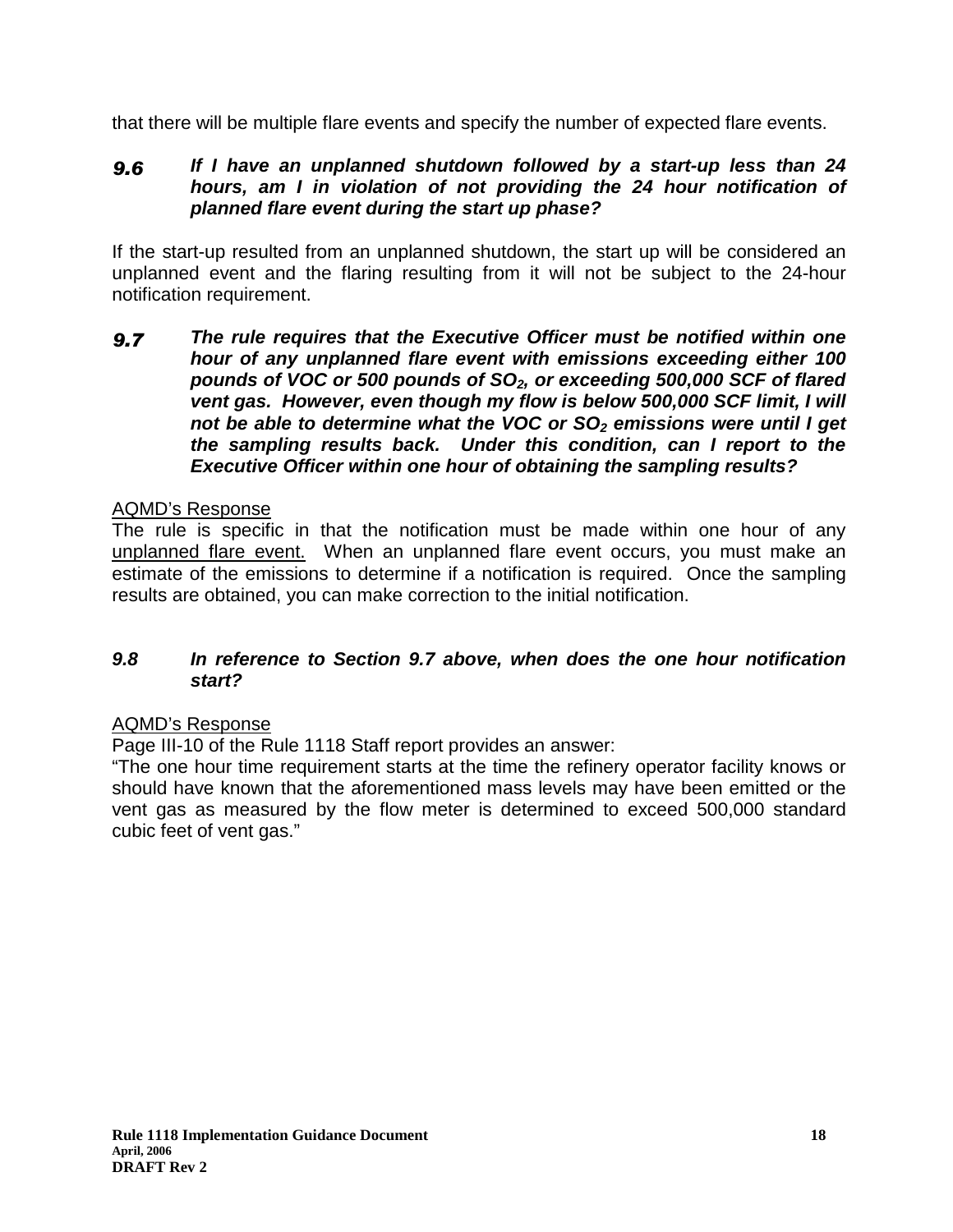that there will be multiple flare events and specify the number of expected flare events.

### *9.6 If I have an unplanned shutdown followed by a start-up less than 24 hours, am I in violation of not providing the 24 hour notification of planned flare event during the start up phase?*

If the start-up resulted from an unplanned shutdown, the start up will be considered an unplanned event and the flaring resulting from it will not be subject to the 24-hour notification requirement.

### *9.7 The rule requires that the Executive Officer must be notified within one hour of any unplanned flare event with emissions exceeding either 100 pounds of VOC or 500 pounds of $SO_2$, or exceeding 500,000 SCF of flared vent gas. However, even though my flow is below 500,000 SCF limit, I will not be able to determine what the VOC or $SO_2$ emissions were until I get the sampling results back. Under this condition, can I report to the Executive Officer within one hour of obtaining the sampling results?*

AQMD's Response

The rule is specific in that the notification must be made within one hour of any unplanned flare event. When an unplanned flare event occurs, you must make an estimate of the emissions to determine if a notification is required. Once the sampling results are obtained, you can make correction to the initial notification.

### *9.8 In reference to Section 9.7 above, when does the one hour notification start?*

AQMD's Response

Page III-10 of the Rule 1118 Staff report provides an answer:

"The one hour time requirement starts at the time the refinery operator facility knows or should have known that the aforementioned mass levels may have been emitted or the vent gas as measured by the flow meter is determined to exceed 500,000 standard cubic feet of vent gas."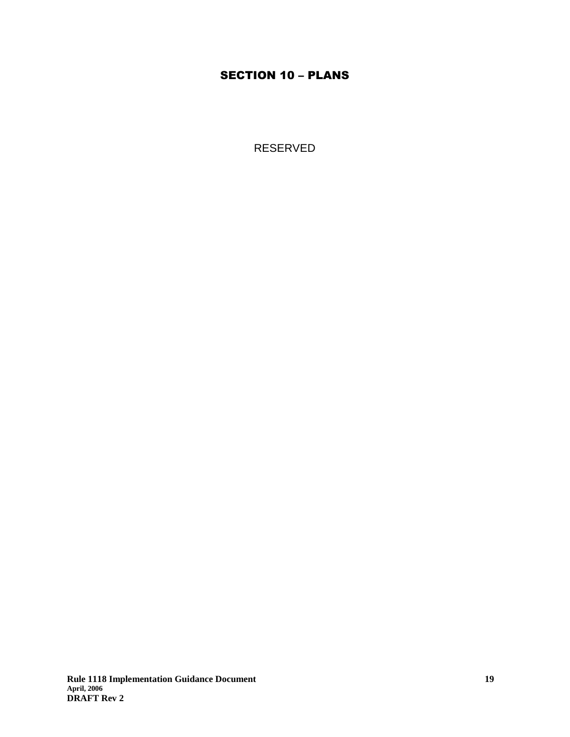# SECTION 10 – PLANS

RESERVED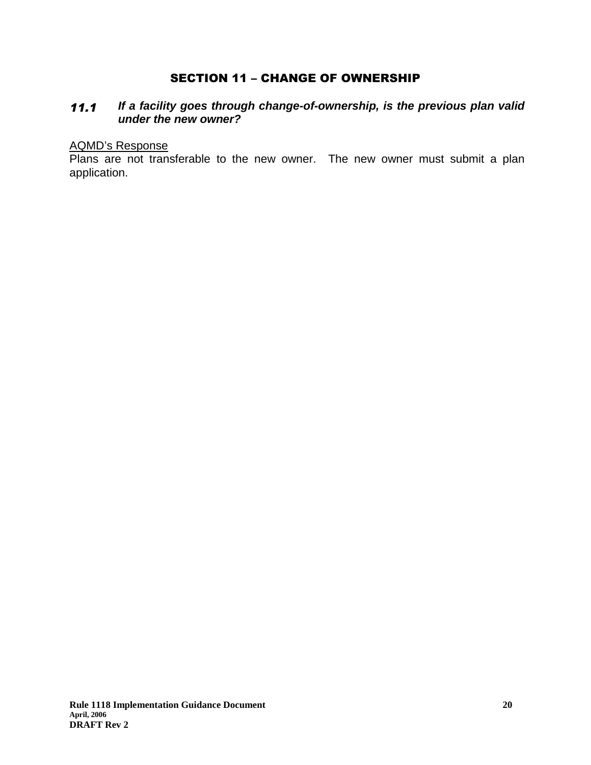# SECTION 11 – CHANGE OF OWNERSHIP

### ***11.1 If a facility goes through change-of-ownership, is the previous plan valid under the new owner?***

AQMD's Response

Plans are not transferable to the new owner. The new owner must submit a plan application.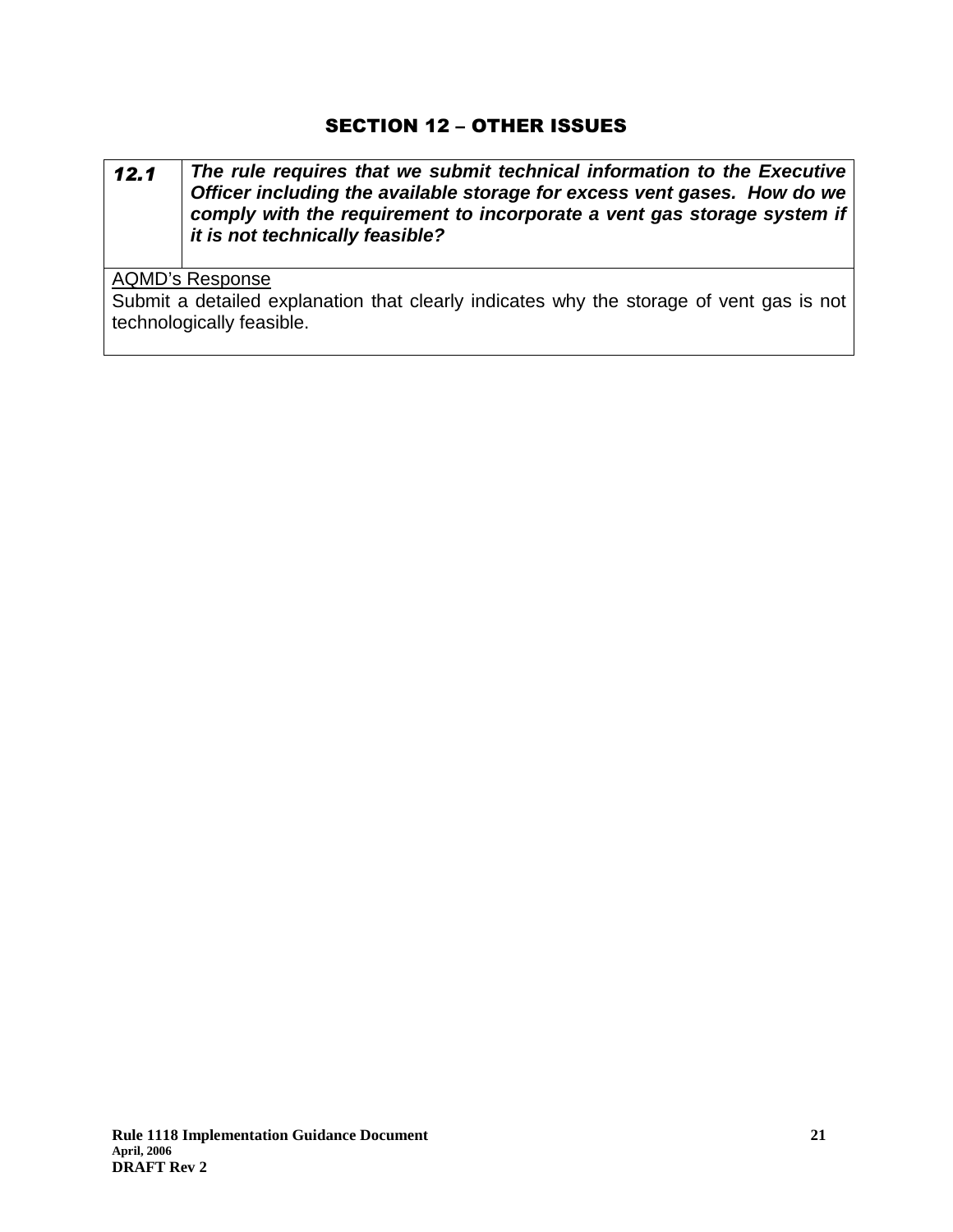## SECTION 12 – OTHER ISSUES

| ***12.1*** | ***The rule requires that we submit technical information to the Executive Officer including the available storage for excess vent gases. How do we comply with the requirement to incorporate a vent gas storage system if it is not technically feasible?*** |
|---|---|

AQMD's Response

Submit a detailed explanation that clearly indicates why the storage of vent gas is not technologically feasible.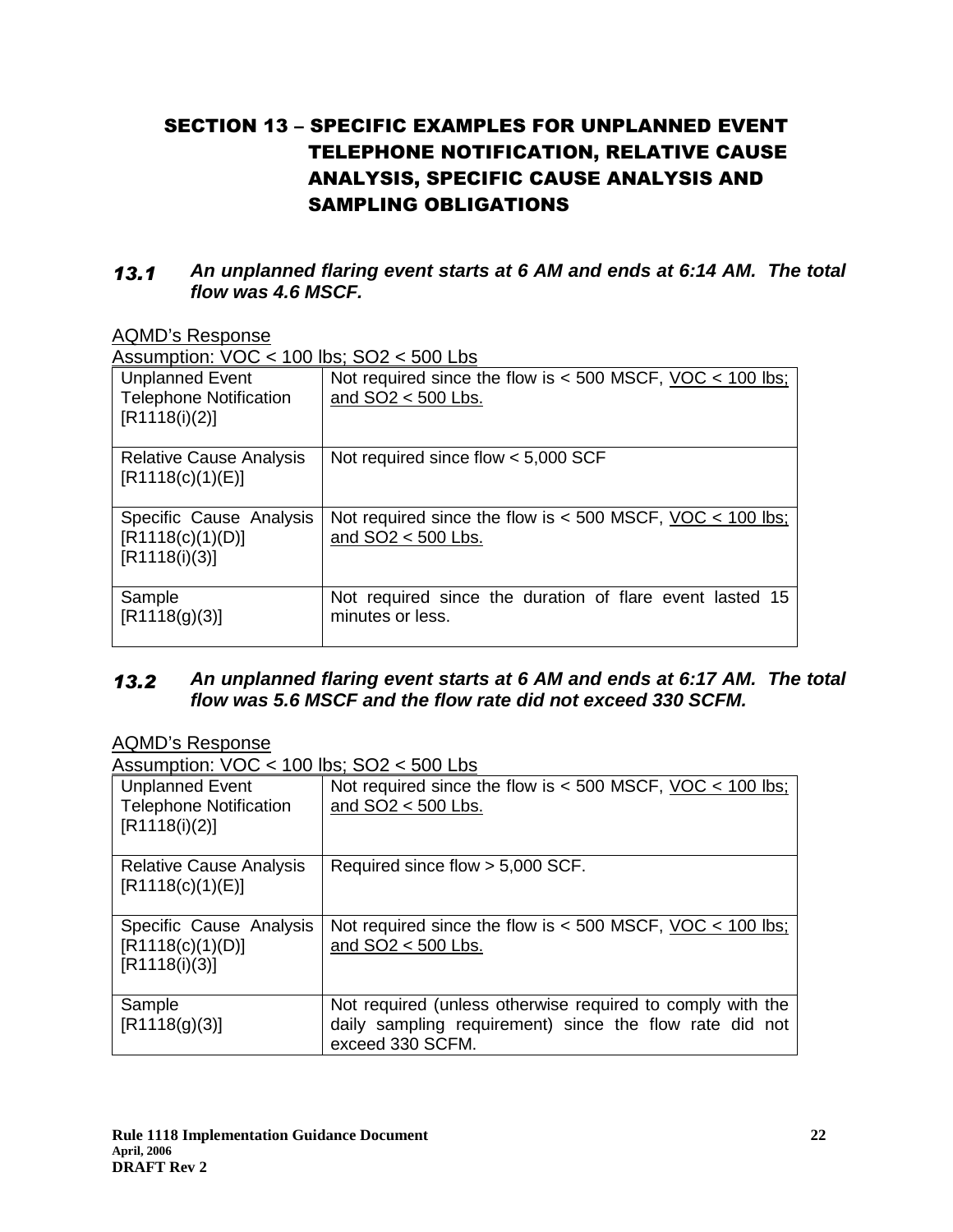# SECTION 13 – SPECIFIC EXAMPLES FOR UNPLANNED EVENT TELEPHONE NOTIFICATION, RELATIVE CAUSE ANALYSIS, SPECIFIC CAUSE ANALYSIS AND SAMPLING OBLIGATIONS

### *13.1 An unplanned flaring event starts at 6 AM and ends at 6:14 AM. The total flow was 4.6 MSCF.*

AQMD's Response

Assumption: VOC < 100 lbs; $SO_2$ < 500 Lbs

| | |
|---|---|
| Unplanned Event Telephone Notification [R1118(i)(2)] | Not required since the flow is < 500 MSCF, VOC < 100 lbs; and $SO_2$ < 500 Lbs. |
| Relative Cause Analysis [R1118(c)(1)(E)] | Not required since flow < 5,000 SCF |
| Specific Cause Analysis [R1118(c)(1)(D)] [R1118(i)(3)] | Not required since the flow is < 500 MSCF, VOC < 100 lbs; and $SO_2$ < 500 Lbs. |
| Sample [R1118(g)(3)] | Not required since the duration of flare event lasted 15 minutes or less. |

### *13.2 An unplanned flaring event starts at 6 AM and ends at 6:17 AM. The total flow was 5.6 MSCF and the flow rate did not exceed 330 SCFM.*

AQMD's Response

Assumption: VOC < 100 lbs; $SO_2$ < 500 Lbs

| | |
|---|---|
| Unplanned Event Telephone Notification [R1118(i)(2)] | Not required since the flow is < 500 MSCF, VOC < 100 lbs; and $SO_2$ < 500 Lbs. |
| Relative Cause Analysis [R1118(c)(1)(E)] | Required since flow > 5,000 SCF. |
| Specific Cause Analysis [R1118(c)(1)(D)] [R1118(i)(3)] | Not required since the flow is < 500 MSCF, VOC < 100 lbs; and $SO_2$ < 500 Lbs. |
| Sample [R1118(g)(3)] | Not required (unless otherwise required to comply with the daily sampling requirement) since the flow rate did not exceed 330 SCFM. |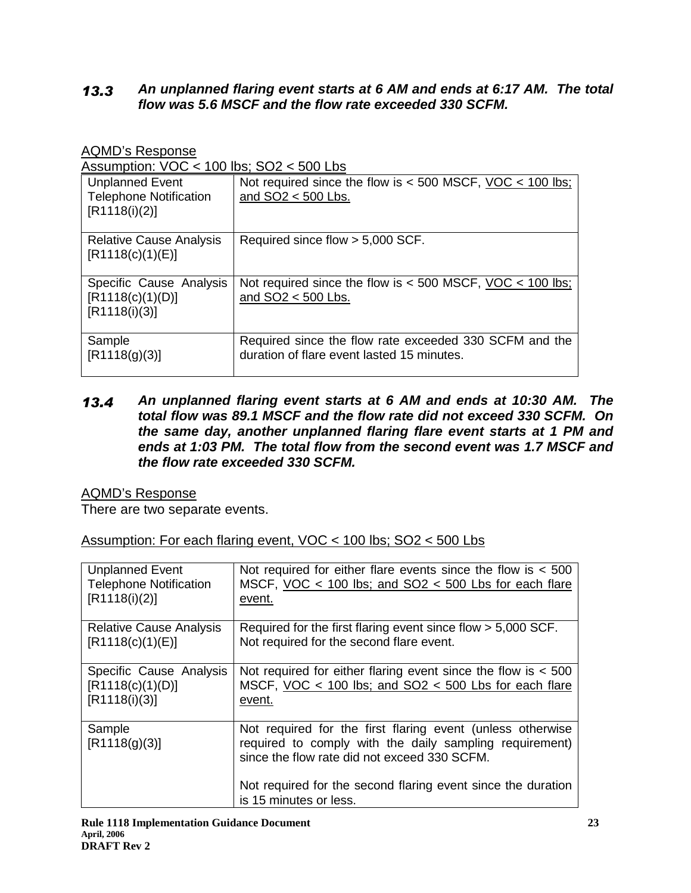### 13.3 *An unplanned flaring event starts at 6 AM and ends at 6:17 AM. The total flow was 5.6 MSCF and the flow rate exceeded 330 SCFM.*

<u>AQMD's Response</u>

<u>Assumption: VOC < 100 lbs; $SO_2$ < 500 Lbs</u>

| | |
|---|---|
| Unplanned Event Telephone Notification [R1118(i)(2)] | Not required since the flow is < 500 MSCF, <u>VOC < 100 lbs; and $SO_2$ < 500 Lbs.</u> |
| Relative Cause Analysis [R1118(c)(1)(E)] | Required since flow > 5,000 SCF. |
| Specific Cause Analysis [R1118(c)(1)(D)] [R1118(i)(3)] | Not required since the flow is < 500 MSCF, <u>VOC < 100 lbs; and $SO_2$ < 500 Lbs.</u> |
| Sample [R1118(g)(3)] | Required since the flow rate exceeded 330 SCFM and the duration of flare event lasted 15 minutes. |

### 13.4 *An unplanned flaring event starts at 6 AM and ends at 10:30 AM. The total flow was 89.1 MSCF and the flow rate did not exceed 330 SCFM. On the same day, another unplanned flaring flare event starts at 1 PM and ends at 1:03 PM. The total flow from the second event was 1.7 MSCF and the flow rate exceeded 330 SCFM.*

<u>AQMD's Response</u>

There are two separate events.

<u>Assumption: For each flaring event, VOC < 100 lbs; $SO_2$ < 500 Lbs</u>

| | |
|---|---|
| Unplanned Event Telephone Notification [R1118(i)(2)] | Not required for either flare events since the flow is < 500 MSCF, <u>VOC < 100 lbs; and $SO_2$ < 500 Lbs for each flare event.</u> |
| Relative Cause Analysis [R1118(c)(1)(E)] | Required for the first flaring event since flow > 5,000 SCF. Not required for the second flare event. |
| Specific Cause Analysis [R1118(c)(1)(D)] [R1118(i)(3)] | Not required for either flaring event since the flow is < 500 MSCF, <u>VOC < 100 lbs; and $SO_2$ < 500 Lbs for each flare event.</u> |
| Sample [R1118(g)(3)] | Not required for the first flaring event (unless otherwise required to comply with the daily sampling requirement) since the flow rate did not exceed 330 SCFM.<br><br>Not required for the second flaring event since the duration is 15 minutes or less. |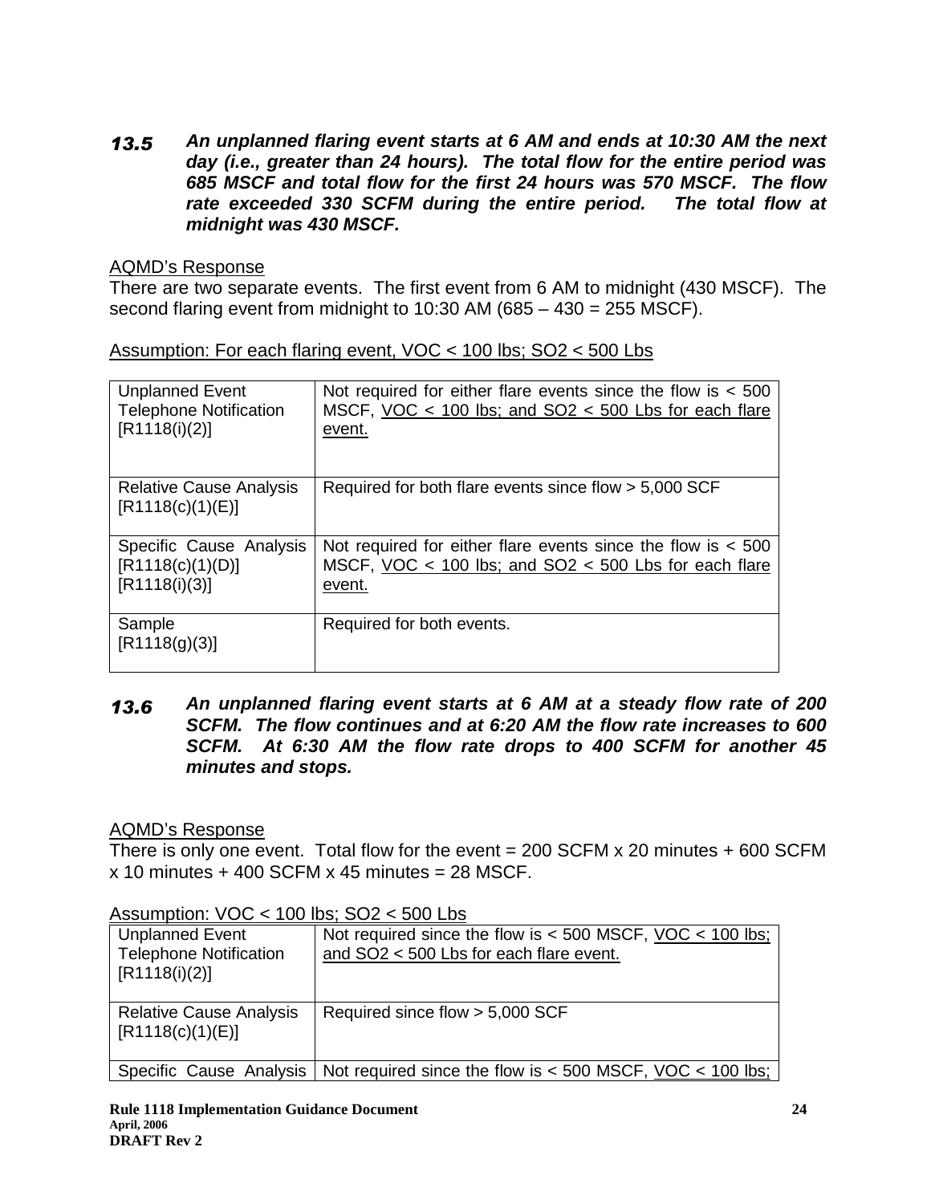### *13.5 An unplanned flaring event starts at 6 AM and ends at 10:30 AM the next day (i.e., greater than 24 hours). The total flow for the entire period was 685 MSCF and total flow for the first 24 hours was 570 MSCF. The flow rate exceeded 330 SCFM during the entire period. The total flow at midnight was 430 MSCF.*

AQMD's Response

There are two separate events. The first event from 6 AM to midnight (430 MSCF). The second flaring event from midnight to 10:30 AM (685 – 430 = 255 MSCF).

Assumption: For each flaring event, VOC < 100 lbs; $SO_2$ < 500 Lbs

| | |
|---|---|
| Unplanned Event Telephone Notification [R1118(i)(2)] | Not required for either flare events since the flow is < 500 MSCF, VOC < 100 lbs; and $SO_2$ < 500 Lbs for each flare event. |
| Relative Cause Analysis [R1118(c)(1)(E)] | Required for both flare events since flow > 5,000 SCF |
| Specific Cause Analysis [R1118(c)(1)(D)] [R1118(i)(3)] | Not required for either flare events since the flow is < 500 MSCF, VOC < 100 lbs; and $SO_2$ < 500 Lbs for each flare event. |
| Sample [R1118(g)(3)] | Required for both events. |

### *13.6 An unplanned flaring event starts at 6 AM at a steady flow rate of 200 SCFM. The flow continues and at 6:20 AM the flow rate increases to 600 SCFM. At 6:30 AM the flow rate drops to 400 SCFM for another 45 minutes and stops.*

AQMD's Response

There is only one event. Total flow for the event = 200 SCFM x 20 minutes + 600 SCFM x 10 minutes + 400 SCFM x 45 minutes = 28 MSCF.

Assumption: VOC < 100 lbs; $SO_2$ < 500 Lbs

| | |
|---|---|
| Unplanned Event Telephone Notification [R1118(i)(2)] | Not required since the flow is < 500 MSCF, VOC < 100 lbs; and $SO_2$ < 500 Lbs for each flare event. |
| Relative Cause Analysis [R1118(c)(1)(E)] | Required since flow > 5,000 SCF |
| Specific Cause Analysis | Not required since the flow is < 500 MSCF, VOC < 100 lbs; |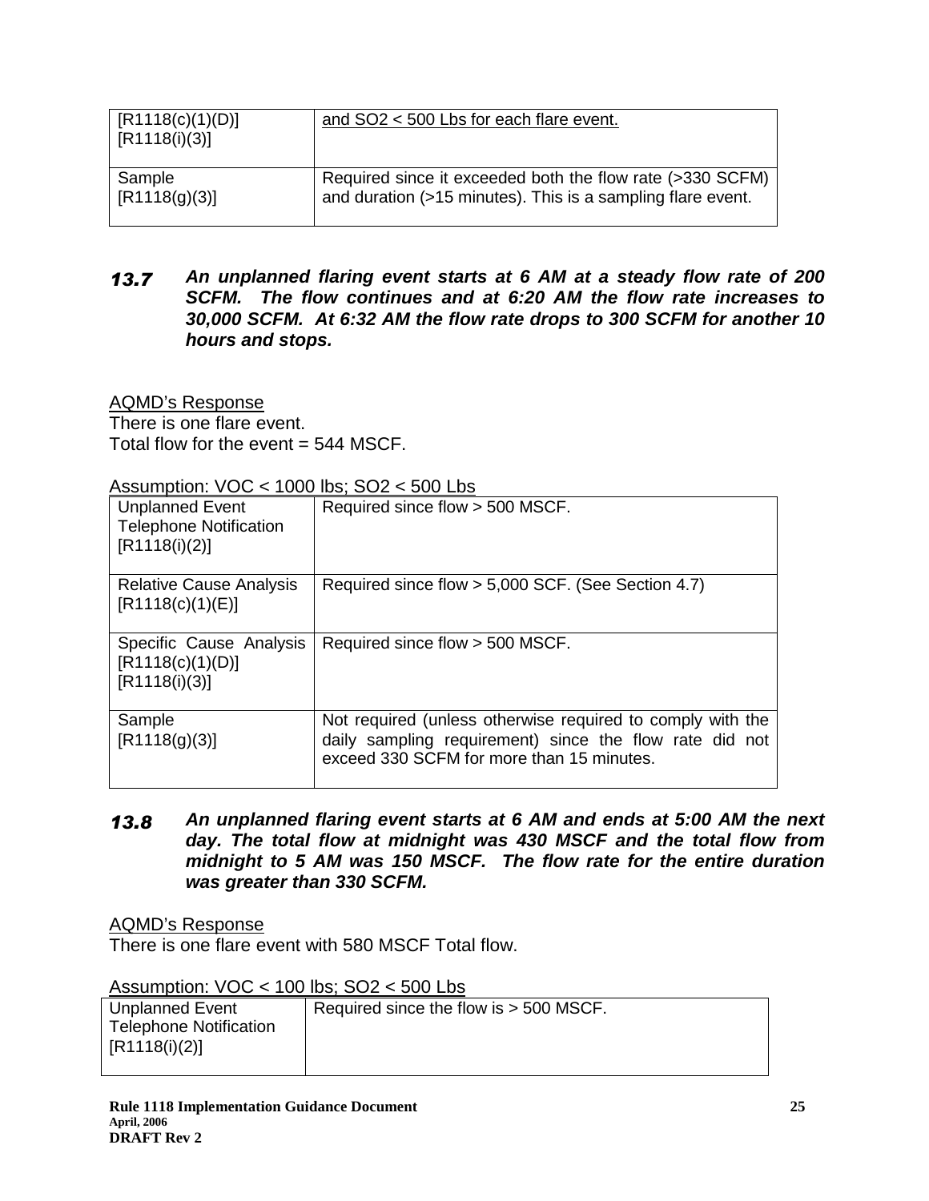| [R1118(c)(1)(D)] [R1118(i)(3)] | and $SO_2$ < 500 Lbs for each flare event. |
|---|---|
| Sample [R1118(g)(3)] | Required since it exceeded both the flow rate (>330 SCFM) and duration (>15 minutes). This is a sampling flare event. |

### *13.7 An unplanned flaring event starts at 6 AM at a steady flow rate of 200 SCFM. The flow continues and at 6:20 AM the flow rate increases to 30,000 SCFM. At 6:32 AM the flow rate drops to 300 SCFM for another 10 hours and stops.*

AQMD's Response

There is one flare event.

Total flow for the event = 544 MSCF.

Assumption: VOC < 1000 lbs; $SO_2$ < 500 Lbs

| Unplanned Event Telephone Notification [R1118(i)(2)] | Required since flow > 500 MSCF. |
|---|---|
| Relative Cause Analysis [R1118(c)(1)(E)] | Required since flow > 5,000 SCF. (See Section 4.7) |
| Specific Cause Analysis [R1118(c)(1)(D)] [R1118(i)(3)] | Required since flow > 500 MSCF. |
| Sample [R1118(g)(3)] | Not required (unless otherwise required to comply with the daily sampling requirement) since the flow rate did not exceed 330 SCFM for more than 15 minutes. |

### *13.8 An unplanned flaring event starts at 6 AM and ends at 5:00 AM the next day. The total flow at midnight was 430 MSCF and the total flow from midnight to 5 AM was 150 MSCF. The flow rate for the entire duration was greater than 330 SCFM.*

AQMD's Response

There is one flare event with 580 MSCF Total flow.

Assumption: VOC < 100 lbs; $SO_2$ < 500 Lbs

| Unplanned Event Telephone Notification [R1118(i)(2)] | Required since the flow is > 500 MSCF. |
|---|---|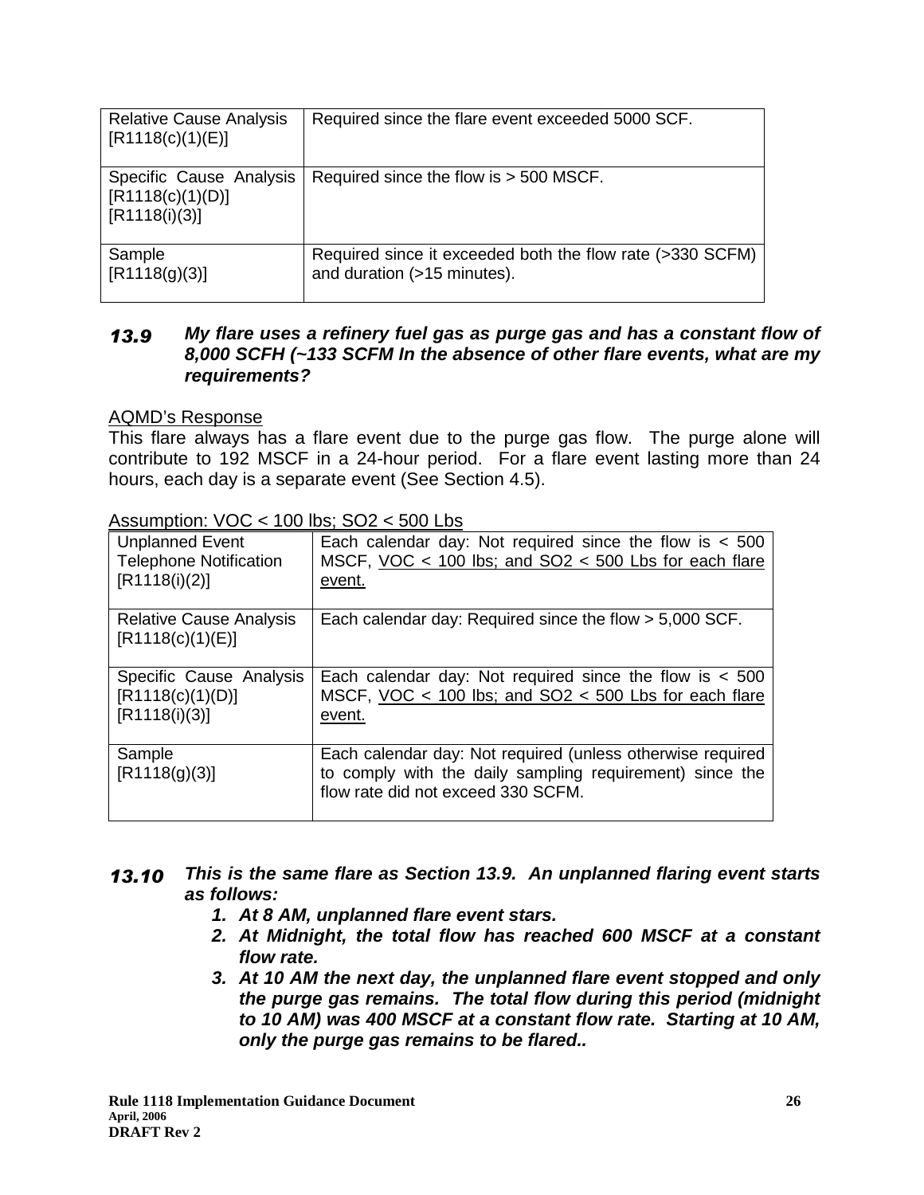| Relative Cause Analysis [R1118(c)(1)(E)] | Required since the flare event exceeded 5000 SCF. |
|---|---|
| Specific Cause Analysis [R1118(c)(1)(D)] [R1118(i)(3)] | Required since the flow is > 500 MSCF. |
| Sample [R1118(g)(3)] | Required since it exceeded both the flow rate (>330 SCFM) and duration (>15 minutes). |

### 13.9 *My flare uses a refinery fuel gas as purge gas and has a constant flow of 8,000 SCFH (~133 SCFM In the absence of other flare events, what are my requirements?*

AQMD's Response

This flare always has a flare event due to the purge gas flow. The purge alone will contribute to 192 MSCF in a 24-hour period. For a flare event lasting more than 24 hours, each day is a separate event (See Section 4.5).

Assumption: VOC < 100 lbs; SO2 < 500 Lbs

| Unplanned Event Telephone Notification [R1118(i)(2)] | Each calendar day: Not required since the flow is < 500 MSCF, VOC < 100 lbs; and SO2 < 500 Lbs for each flare event. |
|---|---|
| Relative Cause Analysis [R1118(c)(1)(E)] | Each calendar day: Required since the flow > 5,000 SCF. |
| Specific Cause Analysis [R1118(c)(1)(D)] [R1118(i)(3)] | Each calendar day: Not required since the flow is < 500 MSCF, VOC < 100 lbs; and SO2 < 500 Lbs for each flare event. |
| Sample [R1118(g)(3)] | Each calendar day: Not required (unless otherwise required to comply with the daily sampling requirement) since the flow rate did not exceed 330 SCFM. |

### 13.10 *This is the same flare as Section 13.9. An unplanned flaring event starts as follows:*

1. ***At 8 AM, unplanned flare event stars.***
2. ***At Midnight, the total flow has reached 600 MSCF at a constant flow rate.***
3. ***At 10 AM the next day, the unplanned flare event stopped and only the purge gas remains. The total flow during this period (midnight to 10 AM) was 400 MSCF at a constant flow rate. Starting at 10 AM, only the purge gas remains to be flared..***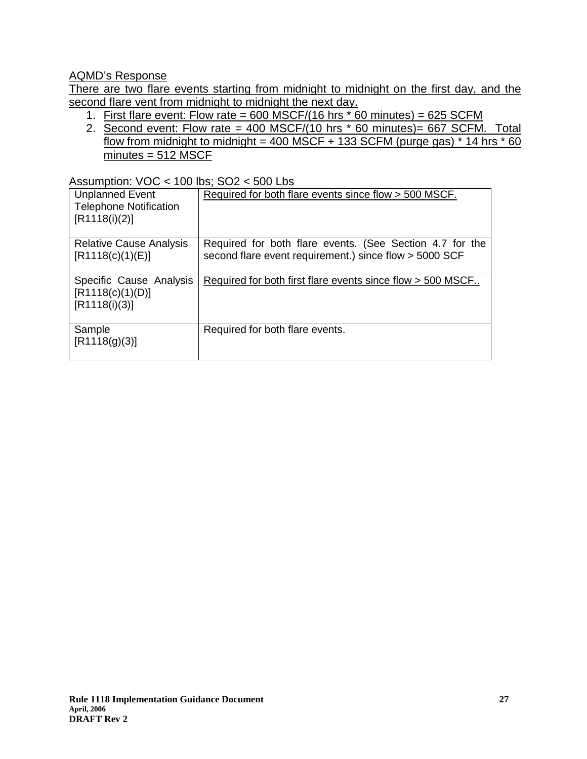AQMD's Response

There are two flare events starting from midnight to midnight on the first day, and the second flare vent from midnight to midnight the next day.

1. First flare event: Flow rate = 600 MSCF/(16 hrs * 60 minutes) = 625 SCFM
2. Second event: Flow rate = 400 MSCF/(10 hrs * 60 minutes)= 667 SCFM. Total flow from midnight to midnight = 400 MSCF + 133 SCFM (purge gas) * 14 hrs * 60 minutes = 512 MSCF

Assumption: VOC < 100 lbs; $SO_2$ < 500 Lbs

| | |
|---|---|
| Unplanned Event Telephone Notification [R1118(i)(2)] | Required for both flare events since flow > 500 MSCF. |
| Relative Cause Analysis [R1118(c)(1)(E)] | Required for both flare events. (See Section 4.7 for the second flare event requirement.) since flow > 5000 SCF |
| Specific Cause Analysis [R1118(c)(1)(D)] [R1118(i)(3)] | Required for both first flare events since flow > 500 MSCF.. |
| Sample [R1118(g)(3)] | Required for both flare events. |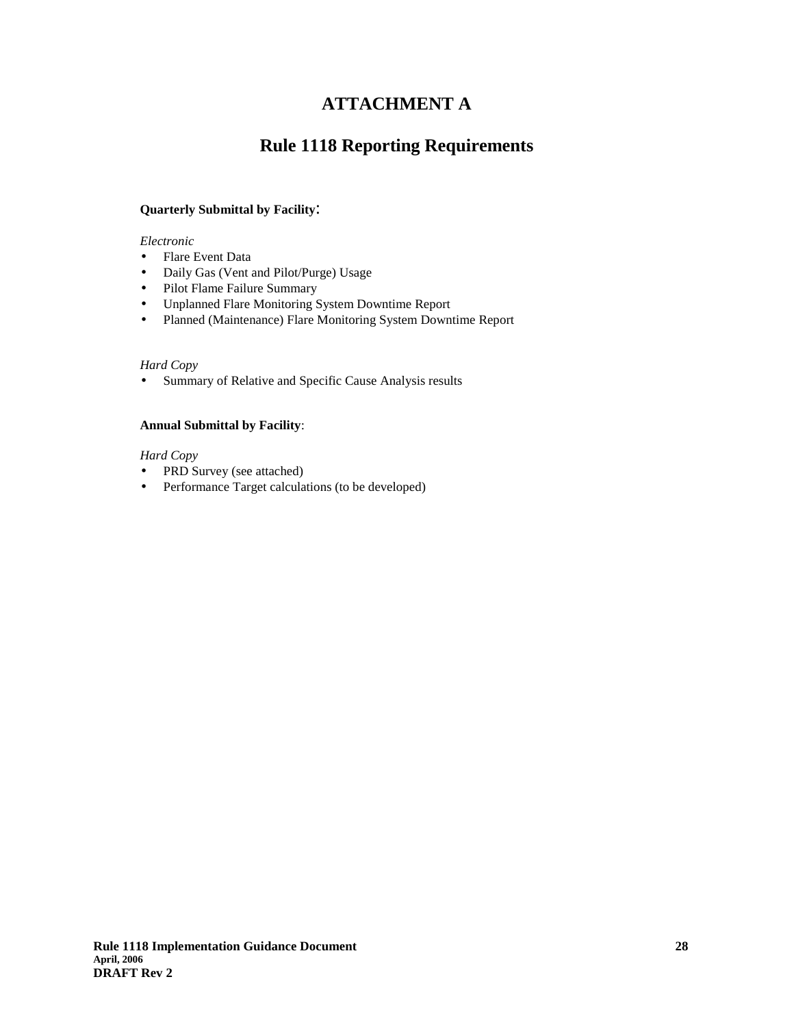# ATTACHMENT A

## Rule 1118 Reporting Requirements

**Quarterly Submittal by Facility**:

*Electronic*

- Flare Event Data
- Daily Gas (Vent and Pilot/Purge) Usage
- Pilot Flame Failure Summary
- Unplanned Flare Monitoring System Downtime Report
- Planned (Maintenance) Flare Monitoring System Downtime Report

*Hard Copy*

- Summary of Relative and Specific Cause Analysis results

**Annual Submittal by Facility**:

*Hard Copy*

- PRD Survey (see attached)
- Performance Target calculations (to be developed)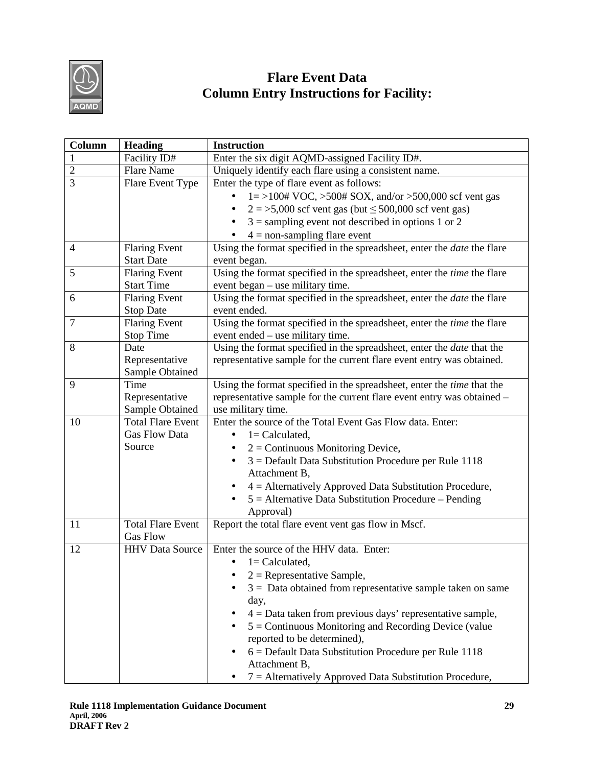# Flare Event Data
## Column Entry Instructions for Facility:

| Column | Heading | Instruction |
|---|---|---|
| 1 | Facility ID# | Enter the six digit AQMD-assigned Facility ID#. |
| 2 | Flare Name | Uniquely identify each flare using a consistent name. |
| 3 | Flare Event Type | Enter the type of flare event as follows:<br>• 1= >100# VOC, >500# SOX, and/or >500,000 scf vent gas<br>• 2 = >5,000 scf vent gas (but ≤ 500,000 scf vent gas)<br>• 3 = sampling event not described in options 1 or 2<br>• 4 = non-sampling flare event |
| 4 | Flaring Event Start Date | Using the format specified in the spreadsheet, enter the *date* the flare event began. |
| 5 | Flaring Event Start Time | Using the format specified in the spreadsheet, enter the *time* the flare event began – use military time. |
| 6 | Flaring Event Stop Date | Using the format specified in the spreadsheet, enter the *date* the flare event ended. |
| 7 | Flaring Event Stop Time | Using the format specified in the spreadsheet, enter the *time* the flare event ended – use military time. |
| 8 | Date Representative Sample Obtained | Using the format specified in the spreadsheet, enter the *date* that the representative sample for the current flare event entry was obtained. |
| 9 | Time Representative Sample Obtained | Using the format specified in the spreadsheet, enter the *time* that the representative sample for the current flare event entry was obtained – use military time. |
| 10 | Total Flare Event Gas Flow Data Source | Enter the source of the Total Event Gas Flow data. Enter:<br>• 1= Calculated,<br>• 2 = Continuous Monitoring Device,<br>• 3 = Default Data Substitution Procedure per Rule 1118 Attachment B,<br>• 4 = Alternatively Approved Data Substitution Procedure,<br>• 5 = Alternative Data Substitution Procedure – Pending Approval) |
| 11 | Total Flare Event Gas Flow | Report the total flare event vent gas flow in Mscf. |
| 12 | HHV Data Source | Enter the source of the HHV data. Enter:<br>• 1= Calculated,<br>• 2 = Representative Sample,<br>• 3 = Data obtained from representative sample taken on same day,<br>• 4 = Data taken from previous days' representative sample,<br>• 5 = Continuous Monitoring and Recording Device (value reported to be determined),<br>• 6 = Default Data Substitution Procedure per Rule 1118 Attachment B,<br>• 7 = Alternatively Approved Data Substitution Procedure, |

**Rule 1118 Implementation Guidance Document**
**April, 2006**
**DRAFT Rev 2**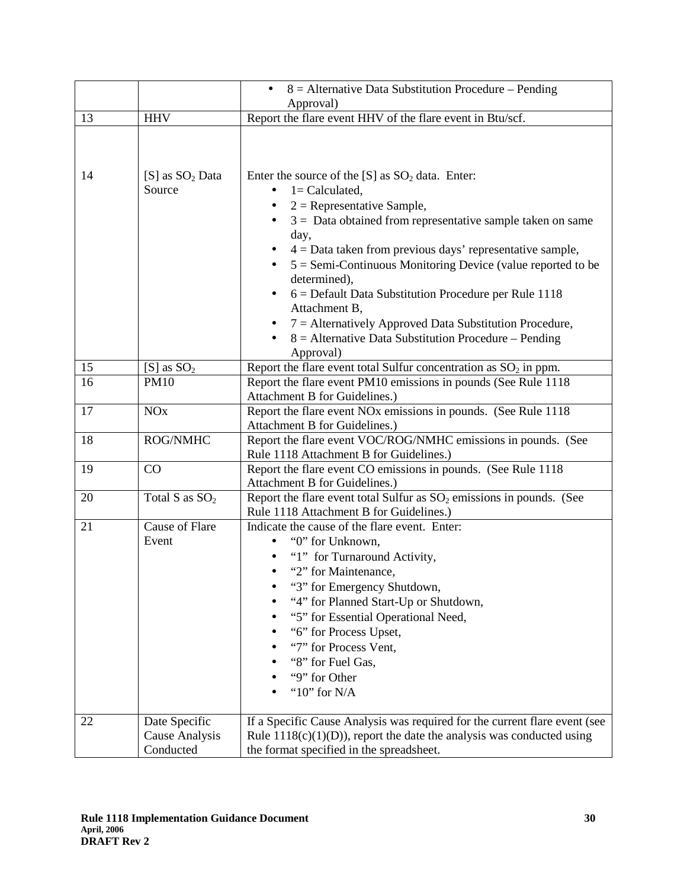| | | |
|---|---|---|
| | | • 8 = Alternative Data Substitution Procedure – Pending Approval) |
| 13 | HHV | Report the flare event HHV of the flare event in Btu/scf. |
| 14 | [S] as $SO_2$ Data Source | Enter the source of the [S] as $SO_2$ data. Enter:<br>• 1= Calculated,<br>• 2 = Representative Sample,<br>• 3 = Data obtained from representative sample taken on same day,<br>• 4 = Data taken from previous days' representative sample,<br>• 5 = Semi-Continuous Monitoring Device (value reported to be determined),<br>• 6 = Default Data Substitution Procedure per Rule 1118 Attachment B,<br>• 7 = Alternatively Approved Data Substitution Procedure,<br>• 8 = Alternative Data Substitution Procedure – Pending Approval) |
| 15 | [S] as $SO_2$ | Report the flare event total Sulfur concentration as $SO_2$ in ppm. |
| 16 | PM10 | Report the flare event PM10 emissions in pounds (See Rule 1118 Attachment B for Guidelines.) |
| 17 | NOx | Report the flare event NOx emissions in pounds. (See Rule 1118 Attachment B for Guidelines.) |
| 18 | ROG/NMHC | Report the flare event VOC/ROG/NMHC emissions in pounds. (See Rule 1118 Attachment B for Guidelines.) |
| 19 | CO | Report the flare event CO emissions in pounds. (See Rule 1118 Attachment B for Guidelines.) |
| 20 | Total S as $SO_2$ | Report the flare event total Sulfur as $SO_2$ emissions in pounds. (See Rule 1118 Attachment B for Guidelines.) |
| 21 | Cause of Flare Event | Indicate the cause of the flare event. Enter:<br>• "0" for Unknown,<br>• "1" for Turnaround Activity,<br>• "2" for Maintenance,<br>• "3" for Emergency Shutdown,<br>• "4" for Planned Start-Up or Shutdown,<br>• "5" for Essential Operational Need,<br>• "6" for Process Upset,<br>• "7" for Process Vent,<br>• "8" for Fuel Gas,<br>• "9" for Other<br>• "10" for N/A |
| 22 | Date Specific Cause Analysis Conducted | If a Specific Cause Analysis was required for the current flare event (see Rule 1118(c)(1)(D)), report the date the analysis was conducted using the format specified in the spreadsheet. |